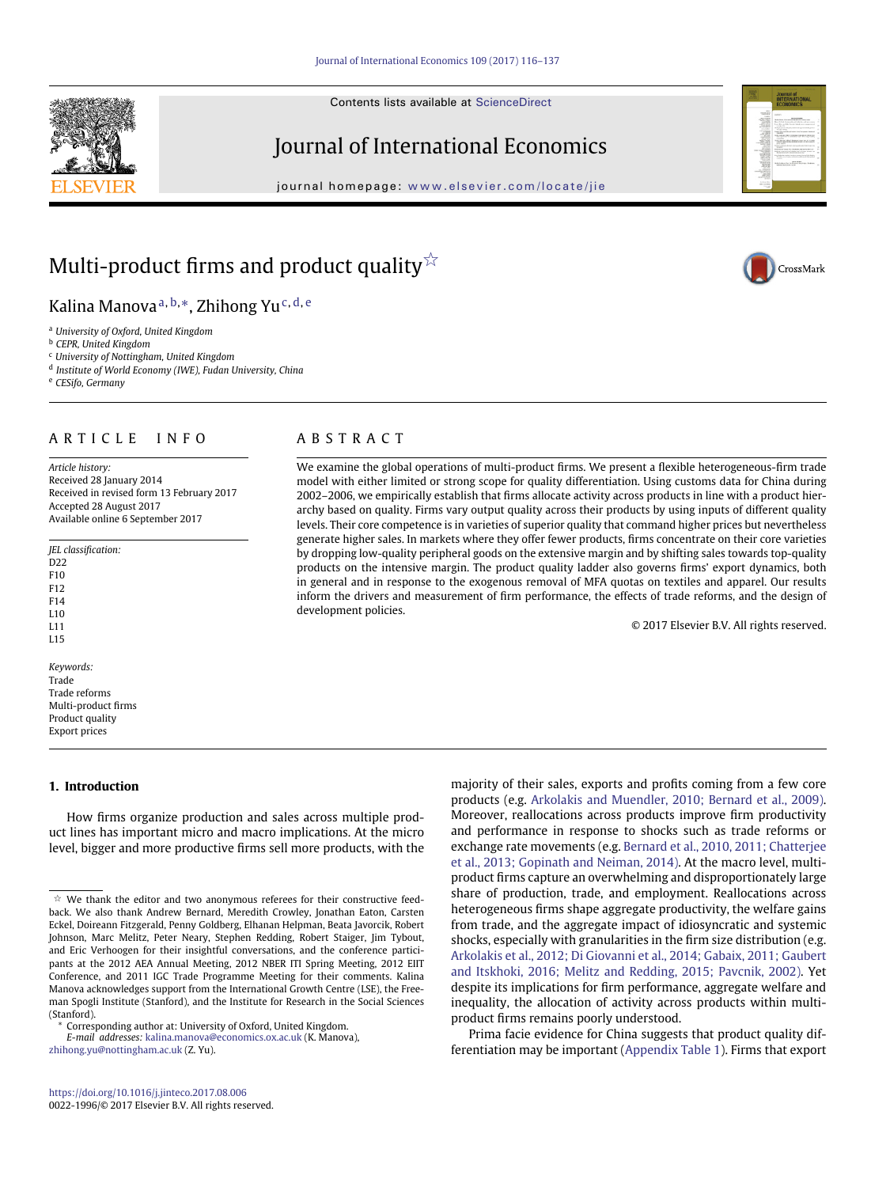# Multi-product firms and product quality[☆]

Kalina Manova[a,b,*], Zhihong Yu[c,d,e]

[a] University of Oxford, United Kingdom
[b] CEPR, United Kingdom
[c] University of Nottingham, United Kingdom
[d] Institute of World Economy (IWE), Fudan University, China
[e] CESifo, Germany

## ARTICLE INFO

*Article history:*
Received 28 January 2014
Received in revised form 13 February 2017
Accepted 28 August 2017
Available online 6 September 2017

*JEL classification:*
D22
F10
F12
F14
L10
L11
L15

*Keywords:*
Trade
Trade reforms
Multi-product firms
Product quality
Export prices

## ABSTRACT

We examine the global operations of multi-product firms. We present a flexible heterogeneous-firm trade model with either limited or strong scope for quality differentiation. Using customs data for China during 2002–2006, we empirically establish that firms allocate activity across products in line with a product hierarchy based on quality. Firms vary output quality across their products by using inputs of different quality levels. Their core competence is in varieties of superior quality that command higher prices but nevertheless generate higher sales. In markets where they offer fewer products, firms concentrate on their core varieties by dropping low-quality peripheral goods on the extensive margin and by shifting sales towards top-quality products on the intensive margin. The product quality ladder also governs firms' export dynamics, both in general and in response to the exogenous removal of MFA quotas on textiles and apparel. Our results inform the drivers and measurement of firm performance, the effects of trade reforms, and the design of development policies.

© 2017 Elsevier B.V. All rights reserved.

## 1. Introduction

How firms organize production and sales across multiple product lines has important micro and macro implications. At the micro level, bigger and more productive firms sell more products, with the majority of their sales, exports and profits coming from a few core products (e.g. Arkolakis and Muendler, 2010; Bernard et al., 2009). Moreover, reallocations across products improve firm productivity and performance in response to shocks such as trade reforms or exchange rate movements (e.g. Bernard et al., 2010, 2011; Chatterjee et al., 2013; Gopinath and Neiman, 2014). At the macro level, multi-product firms capture an overwhelming and disproportionately large share of production, trade, and employment. Reallocations across heterogeneous firms shape aggregate productivity, the welfare gains from trade, and the aggregate impact of idiosyncratic and systemic shocks, especially with granularities in the firm size distribution (e.g. Arkolakis et al., 2012; Di Giovanni et al., 2014; Gabaix, 2011; Gaubert and Itskhoki, 2016; Melitz and Redding, 2015; Pavcnik, 2002). Yet despite its implications for firm performance, aggregate welfare and inequality, the allocation of activity across products within multi-product firms remains poorly understood.

Prima facie evidence for China suggests that product quality differentiation may be important (Appendix Table 1). Firms that export

---

☆ We thank the editor and two anonymous referees for their constructive feedback. We also thank Andrew Bernard, Meredith Crowley, Jonathan Eaton, Carsten Eckel, Doireann Fitzgerald, Penny Goldberg, Elhanan Helpman, Beata Javorcik, Robert Johnson, Marc Melitz, Peter Neary, Stephen Redding, Robert Staiger, Jim Tybout, and Eric Verhoogen for their insightful conversations, and the conference participants at the 2012 AEA Annual Meeting, 2012 NBER ITI Spring Meeting, 2012 EIIT Conference, and 2011 IGC Trade Programme Meeting for their comments. Kalina Manova acknowledges support from the International Growth Centre (LSE), the Freeman Spogli Institute (Stanford), and the Institute for Research in the Social Sciences (Stanford).

\* Corresponding author at: University of Oxford, United Kingdom.
*E-mail addresses:* kalina.manova@economics.ox.ac.uk (K. Manova), zhihong.yu@nottingham.ac.uk (Z. Yu).

https://doi.org/10.1016/j.jinteco.2017.08.006
0022-1996/© 2017 Elsevier B.V. All rights reserved.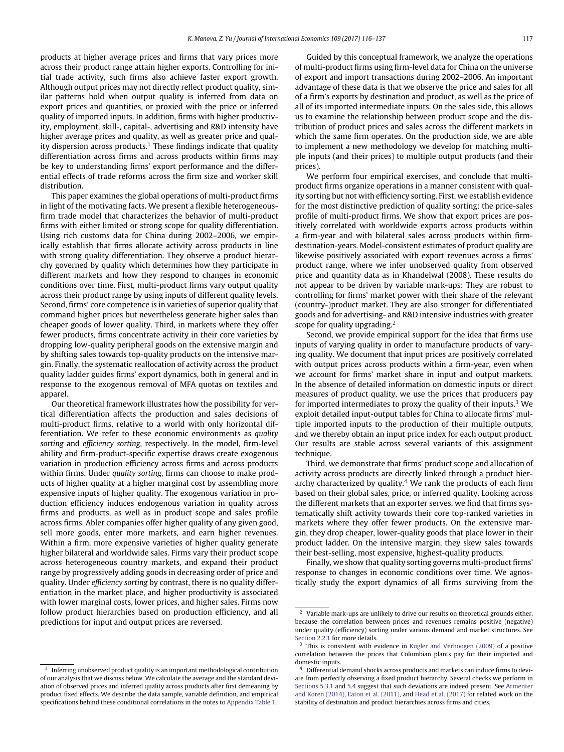products at higher average prices and firms that vary prices more across their product range attain higher exports. Controlling for initial trade activity, such firms also achieve faster export growth. Although output prices may not directly reflect product quality, similar patterns hold when output quality is inferred from data on export prices and quantities, or proxied with the price or inferred quality of imported inputs. In addition, firms with higher productivity, employment, skill-, capital-, advertising and R&D intensity have higher average prices and quality, as well as greater price and quality dispersion across products.[1] These findings indicate that quality differentiation across firms and across products within firms may be key to understanding firms' export performance and the differential effects of trade reforms across the firm size and worker skill distribution.

This paper examines the global operations of multi-product firms in light of the motivating facts. We present a flexible heterogeneous-firm trade model that characterizes the behavior of multi-product firms with either limited or strong scope for quality differentiation. Using rich customs data for China during 2002–2006, we empirically establish that firms allocate activity across products in line with strong quality differentiation. They observe a product hierarchy governed by quality which determines how they participate in different markets and how they respond to changes in economic conditions over time. First, multi-product firms vary output quality across their product range by using inputs of different quality levels. Second, firms' core competence is in varieties of superior quality that command higher prices but nevertheless generate higher sales than cheaper goods of lower quality. Third, in markets where they offer fewer products, firms concentrate activity in their core varieties by dropping low-quality peripheral goods on the extensive margin and by shifting sales towards top-quality products on the intensive margin. Finally, the systematic reallocation of activity across the product quality ladder guides firms' export dynamics, both in general and in response to the exogenous removal of MFA quotas on textiles and apparel.

Our theoretical framework illustrates how the possibility for vertical differentiation affects the production and sales decisions of multi-product firms, relative to a world with only horizontal differentiation. We refer to these economic environments as *quality sorting* and *efficiency sorting*, respectively. In the model, firm-level ability and firm-product-specific expertise draws create exogenous variation in production efficiency across firms and across products within firms. Under *quality sorting*, firms can choose to make products of higher quality at a higher marginal cost by assembling more expensive inputs of higher quality. The exogenous variation in production efficiency induces endogenous variation in quality across firms and products, as well as in product scope and sales profile across firms. Abler companies offer higher quality of any given good, sell more goods, enter more markets, and earn higher revenues. Within a firm, more expensive varieties of higher quality generate higher bilateral and worldwide sales. Firms vary their product scope across heterogeneous country markets, and expand their product range by progressively adding goods in decreasing order of price and quality. Under *efficiency sorting* by contrast, there is no quality differentiation in the market place, and higher productivity is associated with lower marginal costs, lower prices, and higher sales. Firms now follow product hierarchies based on production efficiency, and all predictions for input and output prices are reversed.

Guided by this conceptual framework, we analyze the operations of multi-product firms using firm-level data for China on the universe of export and import transactions during 2002–2006. An important advantage of these data is that we observe the price and sales for all of a firm's exports by destination and product, as well as the price of all of its imported intermediate inputs. On the sales side, this allows us to examine the relationship between product scope and the distribution of product prices and sales across the different markets in which the same firm operates. On the production side, we are able to implement a new methodology we develop for matching multiple inputs (and their prices) to multiple output products (and their prices).

We perform four empirical exercises, and conclude that multi-product firms organize operations in a manner consistent with quality sorting but not with efficiency sorting. First, we establish evidence for the most distinctive prediction of quality sorting: the price-sales profile of multi-product firms. We show that export prices are positively correlated with worldwide exports across products within a firm-year and with bilateral sales across products within firm-destination-years. Model-consistent estimates of product quality are likewise positively associated with export revenues across a firms' product range, where we infer unobserved quality from observed price and quantity data as in Khandelwal (2008). These results do not appear to be driven by variable mark-ups: They are robust to controlling for firms' market power with their share of the relevant (country-)product market. They are also stronger for differentiated goods and for advertising- and R&D intensive industries with greater scope for quality upgrading.[2]

Second, we provide empirical support for the idea that firms use inputs of varying quality in order to manufacture products of varying quality. We document that input prices are positively correlated with output prices across products within a firm-year, even when we account for firms' market share in input and output markets. In the absence of detailed information on domestic inputs or direct measures of product quality, we use the prices that producers pay for imported intermediates to proxy the quality of their inputs.[3] We exploit detailed input-output tables for China to allocate firms' multiple imported inputs to the production of their multiple outputs, and we thereby obtain an input price index for each output product. Our results are stable across several variants of this assignment technique.

Third, we demonstrate that firms' product scope and allocation of activity across products are directly linked through a product hierarchy characterized by quality.[4] We rank the products of each firm based on their global sales, price, or inferred quality. Looking across the different markets that an exporter serves, we find that firms systematically shift activity towards their core top-ranked varieties in markets where they offer fewer products. On the extensive margin, they drop cheaper, lower-quality goods that place lower in their product ladder. On the intensive margin, they skew sales towards their best-selling, most expensive, highest-quality products.

Finally, we show that quality sorting governs multi-product firms' response to changes in economic conditions over time. We agnostically study the export dynamics of all firms surviving from the

[1] Inferring unobserved product quality is an important methodological contribution of our analysis that we discuss below. We calculate the average and the standard deviation of observed prices and inferred quality across products after first demeaning by product fixed effects. We describe the data sample, variable definition, and empirical specifications behind these conditional correlations in the notes to Appendix Table 1.

[2] Variable mark-ups are unlikely to drive our results on theoretical grounds either, because the correlation between prices and revenues remains positive (negative) under quality (efficiency) sorting under various demand and market structures. See Section 2.2.1 for more details.

[3] This is consistent with evidence in Kugler and Verhoogen (2009) of a positive correlation between the prices that Colombian plants pay for their imported and domestic inputs.

[4] Differential demand shocks across products and markets can induce firms to deviate from perfectly observing a fixed product hierarchy. Several checks we perform in Sections 5.3.1 and 5.4 suggest that such deviations are indeed present. See Armenter and Koren (2014), Eaton et al. (2011), and Head et al. (2017) for related work on the stability of destination and product hierarchies across firms and cities.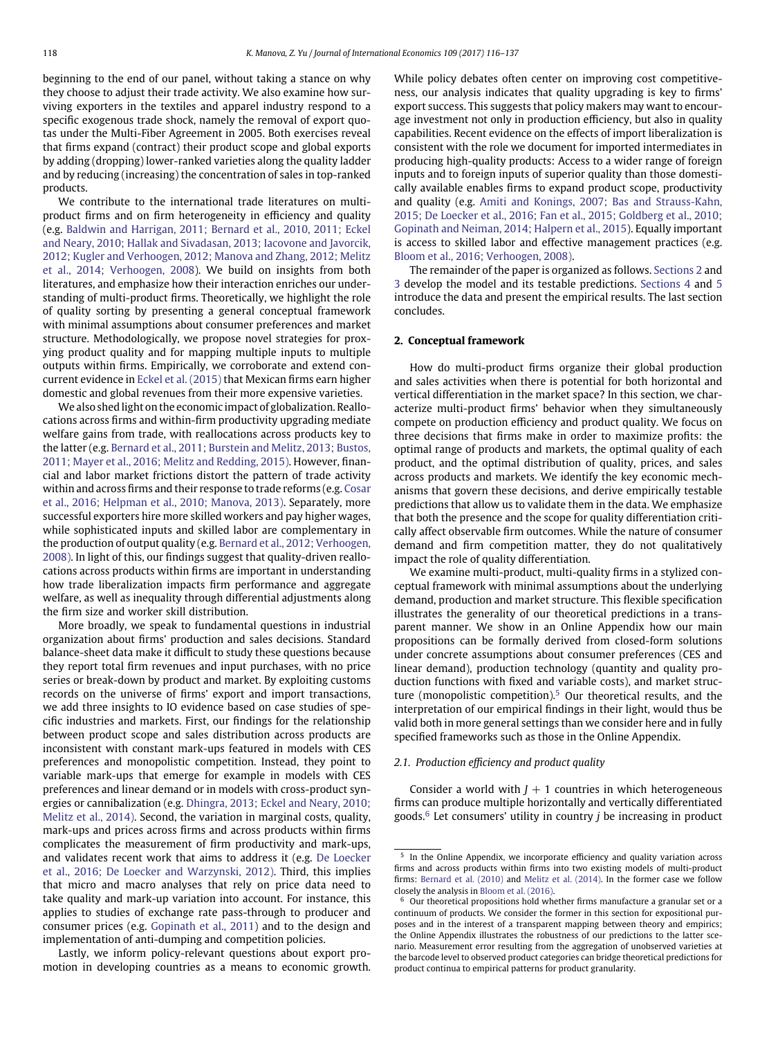beginning to the end of our panel, without taking a stance on why they choose to adjust their trade activity. We also examine how surviving exporters in the textiles and apparel industry respond to a specific exogenous trade shock, namely the removal of export quotas under the Multi-Fiber Agreement in 2005. Both exercises reveal that firms expand (contract) their product scope and global exports by adding (dropping) lower-ranked varieties along the quality ladder and by reducing (increasing) the concentration of sales in top-ranked products.

We contribute to the international trade literatures on multi-product firms and on firm heterogeneity in efficiency and quality (e.g. Baldwin and Harrigan, 2011; Bernard et al., 2010, 2011; Eckel and Neary, 2010; Hallak and Sivadasan, 2013; Iacovone and Javorcik, 2012; Kugler and Verhoogen, 2012; Manova and Zhang, 2012; Melitz et al., 2014; Verhoogen, 2008). We build on insights from both literatures, and emphasize how their interaction enriches our understanding of multi-product firms. Theoretically, we highlight the role of quality sorting by presenting a general conceptual framework with minimal assumptions about consumer preferences and market structure. Methodologically, we propose novel strategies for proxying product quality and for mapping multiple inputs to multiple outputs within firms. Empirically, we corroborate and extend concurrent evidence in Eckel et al. (2015) that Mexican firms earn higher domestic and global revenues from their more expensive varieties.

We also shed light on the economic impact of globalization. Reallocations across firms and within-firm productivity upgrading mediate welfare gains from trade, with reallocations across products key to the latter (e.g. Bernard et al., 2011; Burstein and Melitz, 2013; Bustos, 2011; Mayer et al., 2016; Melitz and Redding, 2015). However, financial and labor market frictions distort the pattern of trade activity within and across firms and their response to trade reforms (e.g. Cosar et al., 2016; Helpman et al., 2010; Manova, 2013). Separately, more successful exporters hire more skilled workers and pay higher wages, while sophisticated inputs and skilled labor are complementary in the production of output quality (e.g. Bernard et al., 2012; Verhoogen, 2008). In light of this, our findings suggest that quality-driven reallocations across products within firms are important in understanding how trade liberalization impacts firm performance and aggregate welfare, as well as inequality through differential adjustments along the firm size and worker skill distribution.

More broadly, we speak to fundamental questions in industrial organization about firms' production and sales decisions. Standard balance-sheet data make it difficult to study these questions because they report total firm revenues and input purchases, with no price series or break-down by product and market. By exploiting customs records on the universe of firms' export and import transactions, we add three insights to IO evidence based on case studies of specific industries and markets. First, our findings for the relationship between product scope and sales distribution across products are inconsistent with constant mark-ups featured in models with CES preferences and monopolistic competition. Instead, they point to variable mark-ups that emerge for example in models with CES preferences and linear demand or in models with cross-product synergies or cannibalization (e.g. Dhingra, 2013; Eckel and Neary, 2010; Melitz et al., 2014). Second, the variation in marginal costs, quality, mark-ups and prices across firms and across products within firms complicates the measurement of firm productivity and mark-ups, and validates recent work that aims to address it (e.g. De Loecker et al., 2016; De Loecker and Warzynski, 2012). Third, this implies that micro and macro analyses that rely on price data need to take quality and mark-up variation into account. For instance, this applies to studies of exchange rate pass-through to producer and consumer prices (e.g. Gopinath et al., 2011) and to the design and implementation of anti-dumping and competition policies.

Lastly, we inform policy-relevant questions about export promotion in developing countries as a means to economic growth. While policy debates often center on improving cost competitiveness, our analysis indicates that quality upgrading is key to firms' export success. This suggests that policy makers may want to encourage investment not only in production efficiency, but also in quality capabilities. Recent evidence on the effects of import liberalization is consistent with the role we document for imported intermediates in producing high-quality products: Access to a wider range of foreign inputs and to foreign inputs of superior quality than those domestically available enables firms to expand product scope, productivity and quality (e.g. Amiti and Konings, 2007; Bas and Strauss-Kahn, 2015; De Loecker et al., 2016; Fan et al., 2015; Goldberg et al., 2010; Gopinath and Neiman, 2014; Halpern et al., 2015). Equally important is access to skilled labor and effective management practices (e.g. Bloom et al., 2016; Verhoogen, 2008).

The remainder of the paper is organized as follows. Sections 2 and 3 develop the model and its testable predictions. Sections 4 and 5 introduce the data and present the empirical results. The last section concludes.

## 2. Conceptual framework

How do multi-product firms organize their global production and sales activities when there is potential for both horizontal and vertical differentiation in the market space? In this section, we characterize multi-product firms' behavior when they simultaneously compete on production efficiency and product quality. We focus on three decisions that firms make in order to maximize profits: the optimal range of products and markets, the optimal quality of each product, and the optimal distribution of quality, prices, and sales across products and markets. We identify the key economic mechanisms that govern these decisions, and derive empirically testable predictions that allow us to validate them in the data. We emphasize that both the presence and the scope for quality differentiation critically affect observable firm outcomes. While the nature of consumer demand and firm competition matter, they do not qualitatively impact the role of quality differentiation.

We examine multi-product, multi-quality firms in a stylized conceptual framework with minimal assumptions about the underlying demand, production and market structure. This flexible specification illustrates the generality of our theoretical predictions in a transparent manner. We show in an Online Appendix how our main propositions can be formally derived from closed-form solutions under concrete assumptions about consumer preferences (CES and linear demand), production technology (quantity and quality production functions with fixed and variable costs), and market structure (monopolistic competition).[5] Our theoretical results, and the interpretation of our empirical findings in their light, would thus be valid both in more general settings than we consider here and in fully specified frameworks such as those in the Online Appendix.

### 2.1. Production efficiency and product quality

Consider a world with $J + 1$ countries in which heterogeneous firms can produce multiple horizontally and vertically differentiated goods.[6] Let consumers' utility in country $j$ be increasing in product

[5] In the Online Appendix, we incorporate efficiency and quality variation across firms and across products within firms into two existing models of multi-product firms: Bernard et al. (2010) and Melitz et al. (2014). In the former case we follow closely the analysis in Bloom et al. (2016).

[6] Our theoretical propositions hold whether firms manufacture a granular set or a continuum of products. We consider the former in this section for expositional purposes and in the interest of a transparent mapping between theory and empirics; the Online Appendix illustrates the robustness of our predictions to the latter scenario. Measurement error resulting from the aggregation of unobserved varieties at the barcode level to observed product categories can bridge theoretical predictions for product continua to empirical patterns for product granularity.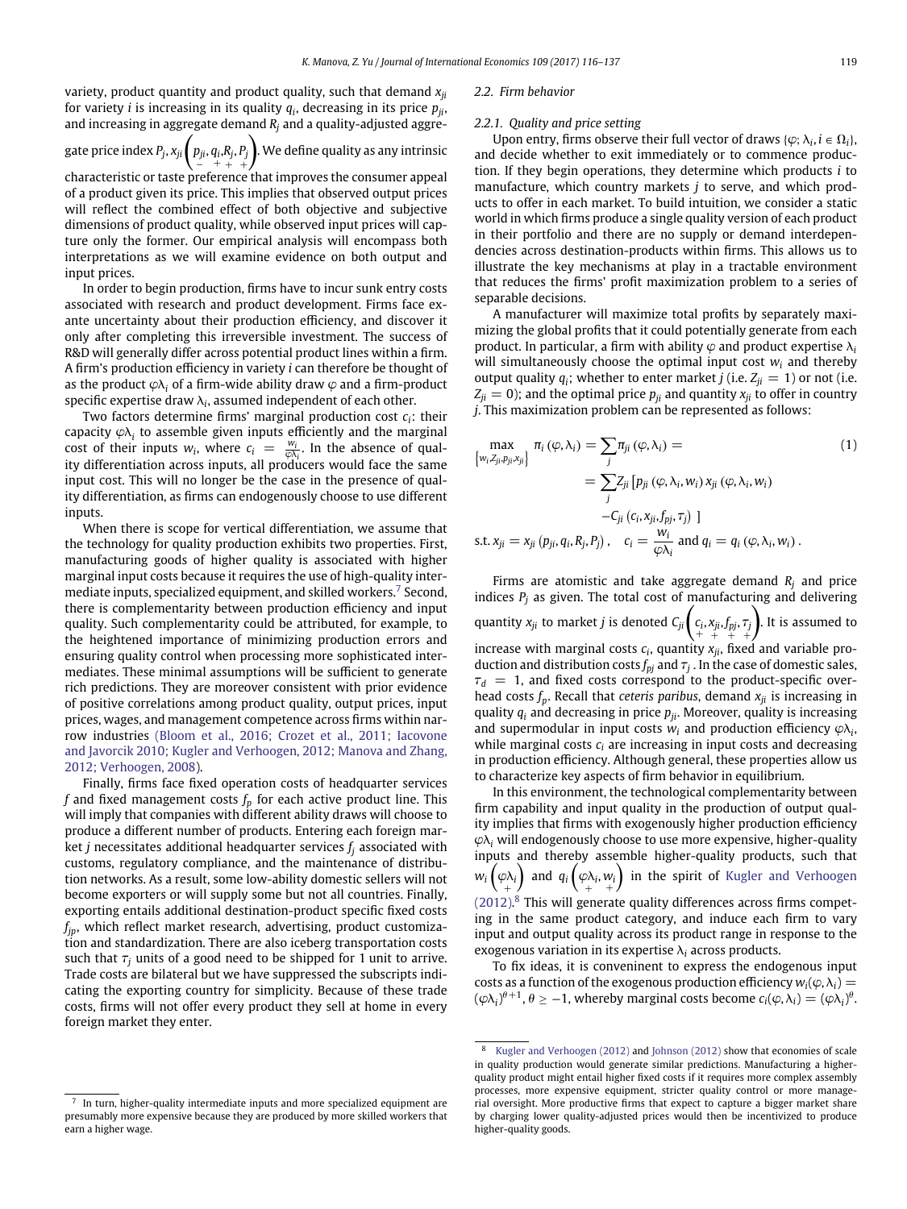variety, product quantity and product quality, such that demand $x_{ji}$ for variety $i$ is increasing in its quality $q_i$, decreasing in its price $p_{ji}$, and increasing in aggregate demand $R_j$ and a quality-adjusted aggregate price index $P_j$, $x_{ji}\left(\underset{-}{p_{ji}}, \underset{+}{q_i}, \underset{+}{R_j}, \underset{+}{P_j}\right)$. We define quality as any intrinsic characteristic or taste preference that improves the consumer appeal of a product given its price. This implies that observed output prices will reflect the combined effect of both objective and subjective dimensions of product quality, while observed input prices will capture only the former. Our empirical analysis will encompass both interpretations as we will examine evidence on both output and input prices.

In order to begin production, firms have to incur sunk entry costs associated with research and product development. Firms face ex ante uncertainty about their production efficiency, and discover it only after completing this irreversible investment. The success of R&D will generally differ across potential product lines within a firm. A firm's production efficiency in variety $i$ can therefore be thought of as the product $\varphi\lambda_i$ of a firm-wide ability draw $\varphi$ and a firm-product specific expertise draw $\lambda_i$, assumed independent of each other.

Two factors determine firms' marginal production cost $c_i$: their capacity $\varphi\lambda_i$ to assemble given inputs efficiently and the marginal cost of their inputs $w_i$, where $c_i = \frac{w_i}{\varphi\lambda_i}$. In the absence of quality differentiation across inputs, all producers would face the same input cost. This will no longer be the case in the presence of quality differentiation, as firms can endogenously choose to use different inputs.

When there is scope for vertical differentiation, we assume that the technology for quality production exhibits two properties. First, manufacturing goods of higher quality is associated with higher marginal input costs because it requires the use of high-quality intermediate inputs, specialized equipment, and skilled workers.[7] Second, there is complementarity between production efficiency and input quality. Such complementarity could be attributed, for example, to the heightened importance of minimizing production errors and ensuring quality control when processing more sophisticated intermediates. These minimal assumptions will be sufficient to generate rich predictions. They are moreover consistent with prior evidence of positive correlations among product quality, output prices, input prices, wages, and management competence across firms within narrow industries (Bloom et al., 2016; Crozet et al., 2011; Iacovone and Javorcik 2010; Kugler and Verhoogen, 2012; Manova and Zhang, 2012; Verhoogen, 2008).

Finally, firms face fixed operation costs of headquarter services $f$ and fixed management costs $f_p$ for each active product line. This will imply that companies with different ability draws will choose to produce a different number of products. Entering each foreign market $j$ necessitates additional headquarter services $f_j$ associated with customs, regulatory compliance, and the maintenance of distribution networks. As a result, some low-ability domestic sellers will not become exporters or will supply some but not all countries. Finally, exporting entails additional destination-product specific fixed costs $f_{jp}$, which reflect market research, advertising, product customization and standardization. There are also iceberg transportation costs such that $\tau_j$ units of a good need to be shipped for 1 unit to arrive. Trade costs are bilateral but we have suppressed the subscripts indicating the exporting country for simplicity. Because of these trade costs, firms will not offer every product they sell at home in every foreign market they enter.

## 2.2. Firm behavior

### 2.2.1. Quality and price setting

Upon entry, firms observe their full vector of draws $\{\varphi; \lambda_i, i \in \Omega_i\}$, and decide whether to exit immediately or to commence production. If they begin operations, they determine which products $i$ to manufacture, which country markets $j$ to serve, and which products to offer in each market. To build intuition, we consider a static world in which firms produce a single quality version of each product in their portfolio and there are no supply or demand interdependencies across destination-products within firms. This allows us to illustrate the key mechanisms at play in a tractable environment that reduces the firms' profit maximization problem to a series of separable decisions.

A manufacturer will maximize total profits by separately maximizing the global profits that it could potentially generate from each product. In particular, a firm with ability $\varphi$ and product expertise $\lambda_i$ will simultaneously choose the optimal input cost $w_i$ and thereby output quality $q_i$; whether to enter market $j$ (i.e. $Z_{ji} = 1$) or not (i.e. $Z_{ji} = 0$); and the optimal price $p_{ji}$ and quantity $x_{ji}$ to offer in country $j$. This maximization problem can be represented as follows:

$$
\begin{aligned}
\max_{\{w_i, Z_{ji}, p_{ji}, x_{ji}\}} \pi_i(\varphi, \lambda_i) &= \sum_j \pi_{ji}(\varphi, \lambda_i) = \\
&= \sum_j Z_{ji}\left[p_{ji}(\varphi, \lambda_i, w_i)\, x_{ji}(\varphi, \lambda_i, w_i) \right. \\
&\quad \left. - C_{ji}(c_i, x_{ji}, f_{pj}, \tau_j)\ \right] \\
\text{s.t. } x_{ji} = x_{ji}(p_{ji}, q_i, R_j, P_j), &\quad c_i = \frac{w_i}{\varphi\lambda_i} \text{ and } q_i = q_i(\varphi, \lambda_i, w_i).
\end{aligned} \tag{1}
$$

Firms are atomistic and take aggregate demand $R_j$ and price indices $P_j$ as given. The total cost of manufacturing and delivering quantity $x_{ji}$ to market $j$ is denoted $C_{ji}\left(\underset{+}{c_i}, \underset{+}{x_{ji}}, \underset{+}{f_{pj}}, \underset{+}{\tau_j}\right)$. It is assumed to increase with marginal costs $c_i$, quantity $x_{ji}$, fixed and variable production and distribution costs $f_{pj}$ and $\tau_j$. In the case of domestic sales, $\tau_d = 1$, and fixed costs correspond to the product-specific overhead costs $f_p$. Recall that *ceteris paribus*, demand $x_{ji}$ is increasing in quality $q_i$ and decreasing in price $p_{ji}$. Moreover, quality is increasing and supermodular in input costs $w_i$ and production efficiency $\varphi\lambda_i$, while marginal costs $c_i$ are increasing in input costs and decreasing in production efficiency. Although general, these properties allow us to characterize key aspects of firm behavior in equilibrium.

In this environment, the technological complementarity between firm capability and input quality in the production of output quality implies that firms with exogenously higher production efficiency $\varphi\lambda_i$ will endogenously choose to use more expensive, higher-quality inputs and thereby assemble higher-quality products, such that $w_i\left(\underset{+}{\varphi\lambda_i}\right)$ and $q_i\left(\underset{+}{\varphi\lambda_i}, \underset{+}{w_i}\right)$ in the spirit of Kugler and Verhoogen (2012).[8] This will generate quality differences across firms competing in the same product category, and induce each firm to vary input and output quality across its product range in response to the exogenous variation in its expertise $\lambda_i$ across products.

To fix ideas, it is conveninent to express the endogenous input costs as a function of the exogenous production efficiency $w_i(\varphi, \lambda_i) = (\varphi\lambda_i)^{\theta+1}$, $\theta \geq -1$, whereby marginal costs become $c_i(\varphi, \lambda_i) = (\varphi\lambda_i)^{\theta}$.

---

[7] In turn, higher-quality intermediate inputs and more specialized equipment are presumably more expensive because they are produced by more skilled workers that earn a higher wage.

[8] Kugler and Verhoogen (2012) and Johnson (2012) show that economies of scale in quality production would generate similar predictions. Manufacturing a higher-quality product might entail higher fixed costs if it requires more complex assembly processes, more expensive equipment, stricter quality control or more managerial oversight. More productive firms that expect to capture a bigger market share by charging lower quality-adjusted prices would then be incentivized to produce higher-quality goods.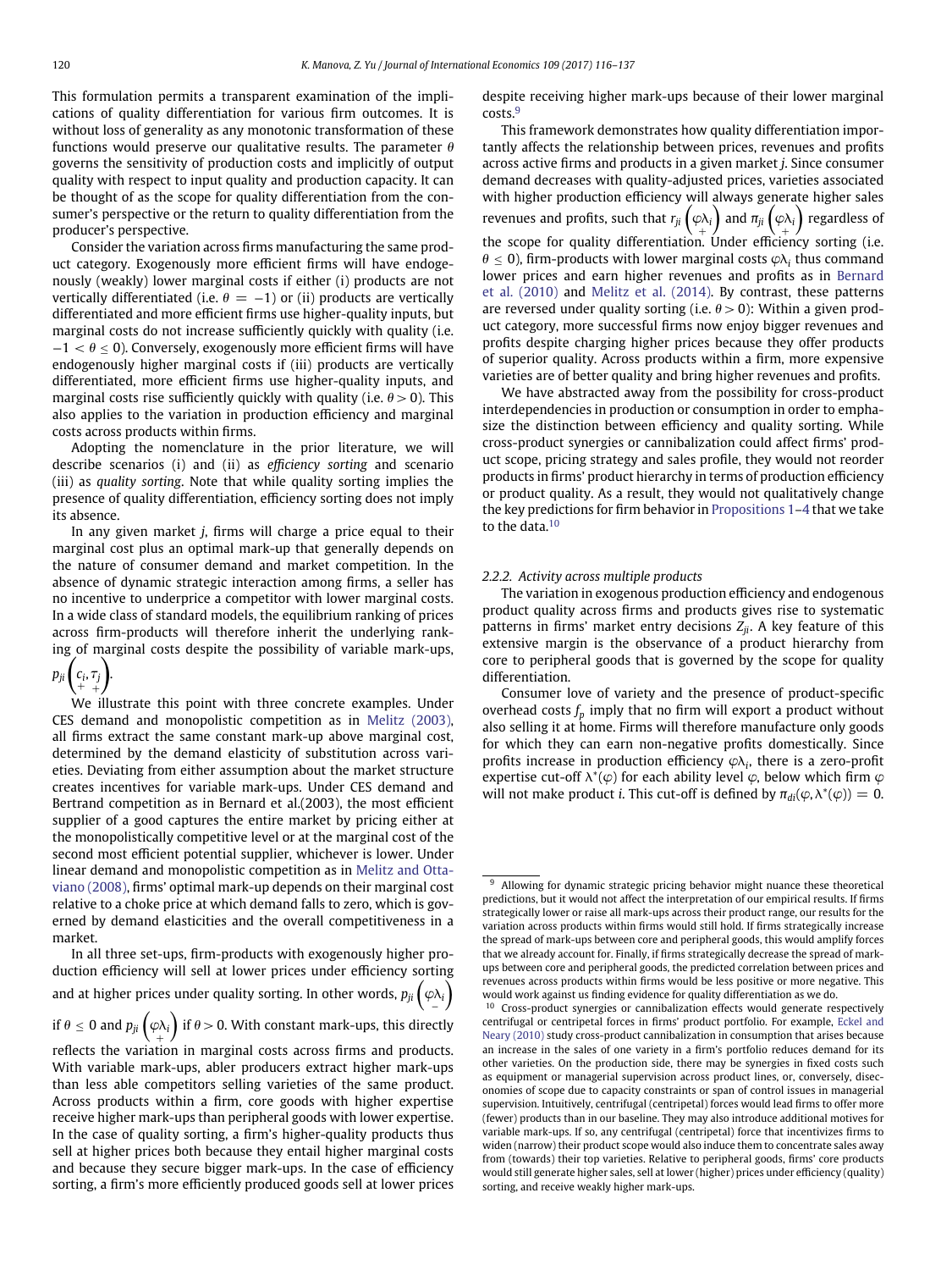This formulation permits a transparent examination of the implications of quality differentiation for various firm outcomes. It is without loss of generality as any monotonic transformation of these functions would preserve our qualitative results. The parameter $\theta$ governs the sensitivity of production costs and implicitly of output quality with respect to input quality and production capacity. It can be thought of as the scope for quality differentiation from the consumer's perspective or the return to quality differentiation from the producer's perspective.

Consider the variation across firms manufacturing the same product category. Exogenously more efficient firms will have endogenously (weakly) lower marginal costs if either (i) products are not vertically differentiated (i.e. $\theta = -1$) or (ii) products are vertically differentiated and more efficient firms use higher-quality inputs, but marginal costs do not increase sufficiently quickly with quality (i.e. $-1 < \theta \leq 0$). Conversely, exogenously more efficient firms will have endogenously higher marginal costs if (iii) products are vertically differentiated, more efficient firms use higher-quality inputs, and marginal costs rise sufficiently quickly with quality (i.e. $\theta > 0$). This also applies to the variation in production efficiency and marginal costs across products within firms.

Adopting the nomenclature in the prior literature, we will describe scenarios (i) and (ii) as *efficiency sorting* and scenario (iii) as *quality sorting*. Note that while quality sorting implies the presence of quality differentiation, efficiency sorting does not imply its absence.

In any given market $j$, firms will charge a price equal to their marginal cost plus an optimal mark-up that generally depends on the nature of consumer demand and market competition. In the absence of dynamic strategic interaction among firms, a seller has no incentive to underprice a competitor with lower marginal costs. In a wide class of standard models, the equilibrium ranking of prices across firm-products will therefore inherit the underlying ranking of marginal costs despite the possibility of variable mark-ups, $p_{ji}\left(\underset{+}{c_i}, \underset{+}{\tau_j}\right)$.

We illustrate this point with three concrete examples. Under CES demand and monopolistic competition as in Melitz (2003), all firms extract the same constant mark-up above marginal cost, determined by the demand elasticity of substitution across varieties. Deviating from either assumption about the market structure creates incentives for variable mark-ups. Under CES demand and Bertrand competition as in Bernard et al.(2003), the most efficient supplier of a good captures the entire market by pricing either at the monopolistically competitive level or at the marginal cost of the second most efficient potential supplier, whichever is lower. Under linear demand and monopolistic competition as in Melitz and Ottaviano (2008), firms' optimal mark-up depends on their marginal cost relative to a choke price at which demand falls to zero, which is governed by demand elasticities and the overall competitiveness in a market.

In all three set-ups, firm-products with exogenously higher production efficiency will sell at lower prices under efficiency sorting and at higher prices under quality sorting. In other words, $p_{ji}\left(\underset{-}{\varphi\lambda_i}\right)$ if $\theta \leq 0$ and $p_{ji}\left(\underset{+}{\varphi\lambda_i}\right)$ if $\theta > 0$. With constant mark-ups, this directly reflects the variation in marginal costs across firms and products. With variable mark-ups, abler producers extract higher mark-ups than less able competitors selling varieties of the same product. Across products within a firm, core goods with higher expertise receive higher mark-ups than peripheral goods with lower expertise. In the case of quality sorting, a firm's higher-quality products thus sell at higher prices both because they entail higher marginal costs and because they secure bigger mark-ups. In the case of efficiency sorting, a firm's more efficiently produced goods sell at lower prices despite receiving higher mark-ups because of their lower marginal costs.[9]

This framework demonstrates how quality differentiation importantly affects the relationship between prices, revenues and profits across active firms and products in a given market $j$. Since consumer demand decreases with quality-adjusted prices, varieties associated with higher production efficiency will always generate higher sales revenues and profits, such that $r_{ji}\left(\underset{+}{\varphi\lambda_i}\right)$ and $\pi_{ji}\left(\underset{+}{\varphi\lambda_i}\right)$ regardless of the scope for quality differentiation. Under efficiency sorting (i.e. $\theta \leq 0$), firm-products with lower marginal costs $\varphi\lambda_i$ thus command lower prices and earn higher revenues and profits as in Bernard et al. (2010) and Melitz et al. (2014). By contrast, these patterns are reversed under quality sorting (i.e. $\theta > 0$): Within a given product category, more successful firms now enjoy bigger revenues and profits despite charging higher prices because they offer products of superior quality. Across products within a firm, more expensive varieties are of better quality and bring higher revenues and profits.

We have abstracted away from the possibility for cross-product interdependencies in production or consumption in order to emphasize the distinction between efficiency and quality sorting. While cross-product synergies or cannibalization could affect firms' product scope, pricing strategy and sales profile, they would not reorder products in firms' product hierarchy in terms of production efficiency or product quality. As a result, they would not qualitatively change the key predictions for firm behavior in Propositions 1–4 that we take to the data.[10]

### 2.2.2. Activity across multiple products

The variation in exogenous production efficiency and endogenous product quality across firms and products gives rise to systematic patterns in firms' market entry decisions $Z_{ji}$. A key feature of this extensive margin is the observance of a product hierarchy from core to peripheral goods that is governed by the scope for quality differentiation.

Consumer love of variety and the presence of product-specific overhead costs $f_p$ imply that no firm will export a product without also selling it at home. Firms will therefore manufacture only goods for which they can earn non-negative profits domestically. Since profits increase in production efficiency $\varphi\lambda_i$, there is a zero-profit expertise cut-off $\lambda^*(\varphi)$ for each ability level $\varphi$, below which firm $\varphi$ will not make product $i$. This cut-off is defined by $\pi_{di}(\varphi, \lambda^*(\varphi)) = 0$.

---

[9] Allowing for dynamic strategic pricing behavior might nuance these theoretical predictions, but it would not affect the interpretation of our empirical results. If firms strategically lower or raise all mark-ups across their product range, our results for the variation across products within firms would still hold. If firms strategically increase the spread of mark-ups between core and peripheral goods, this would amplify forces that we already account for. Finally, if firms strategically decrease the spread of mark-ups between core and peripheral goods, the predicted correlation between prices and revenues across products within firms would be less positive or more negative. This would work against us finding evidence for quality differentiation as we do.

[10] Cross-product synergies or cannibalization effects would generate respectively centrifugal or centripetal forces in firms' product portfolio. For example, Eckel and Neary (2010) study cross-product cannibalization in consumption that arises because an increase in the sales of one variety in a firm's portfolio reduces demand for its other varieties. On the production side, there may be synergies in fixed costs such as equipment or managerial supervision across product lines, or, conversely, diseconomies of scope due to capacity constraints or span of control issues in managerial supervision. Intuitively, centrifugal (centripetal) forces would lead firms to offer more (fewer) products than in our baseline. They may also introduce additional motives for variable mark-ups. If so, any centrifugal (centripetal) force that incentivizes firms to widen (narrow) their product scope would also induce them to concentrate sales away from (towards) their top varieties. Relative to peripheral goods, firms' core products would still generate higher sales, sell at lower (higher) prices under efficiency (quality) sorting, and receive weakly higher mark-ups.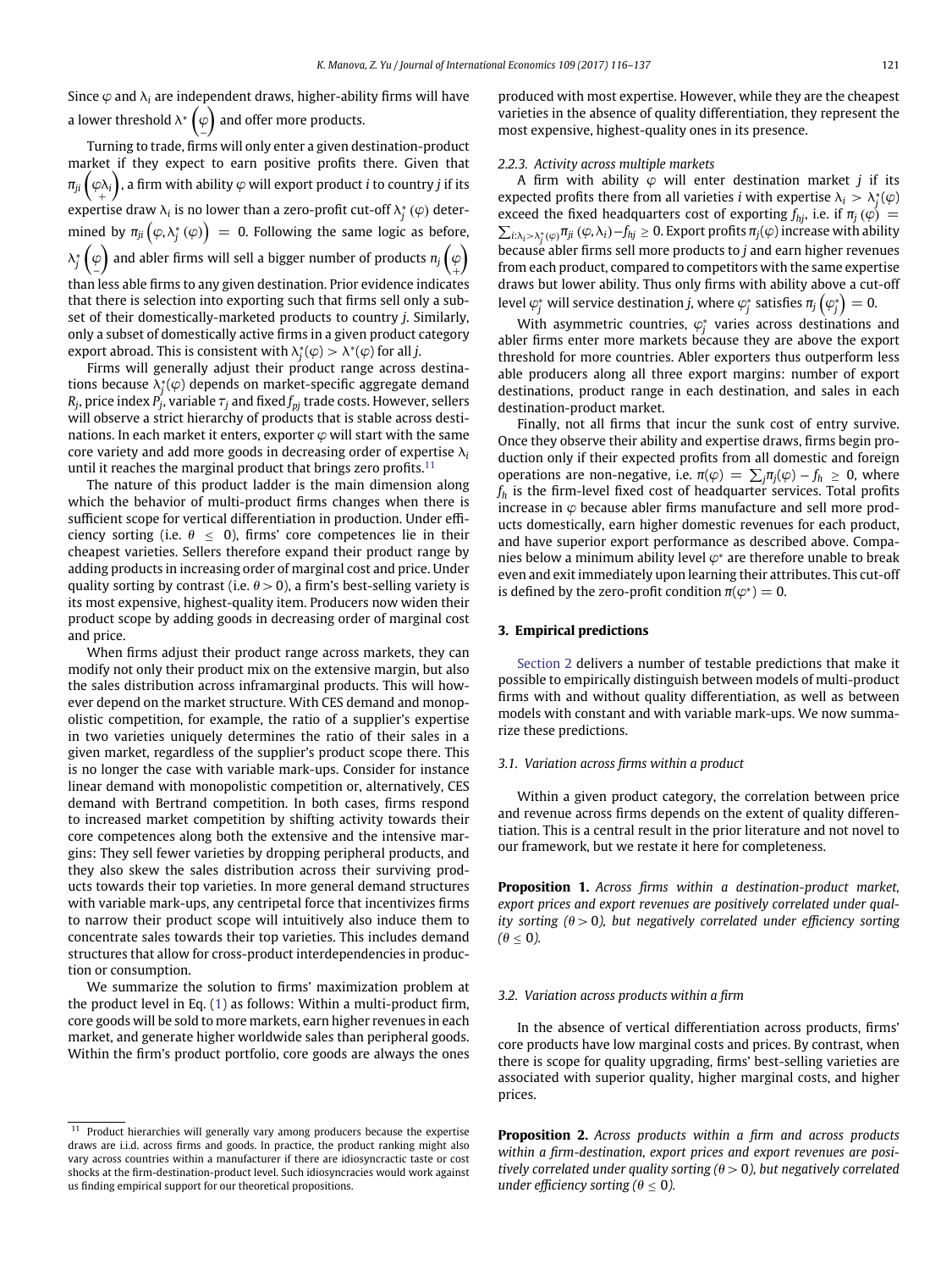Since $\varphi$ and $\lambda_i$ are independent draws, higher-ability firms will have a lower threshold $\lambda^*\left(\underset{-}{\varphi}\right)$ and offer more products.

Turning to trade, firms will only enter a given destination-product market if they expect to earn positive profits there. Given that $\pi_{ji}\left(\underset{+}{\varphi\lambda_i}\right)$, a firm with ability $\varphi$ will export product $i$ to country $j$ if its expertise draw $\lambda_i$ is no lower than a zero-profit cut-off $\lambda_j^*(\varphi)$ determined by $\pi_{ji}\left(\varphi, \lambda_j^*(\varphi)\right) = 0$. Following the same logic as before, $\lambda_j^*\left(\underset{-}{\varphi}\right)$ and abler firms will sell a bigger number of products $n_j\left(\underset{+}{\varphi}\right)$ than less able firms to any given destination. Prior evidence indicates that there is selection into exporting such that firms sell only a subset of their domestically-marketed products to country $j$. Similarly, only a subset of domestically active firms in a given product category export abroad. This is consistent with $\lambda_j^*(\varphi) > \lambda^*(\varphi)$ for all $j$.

Firms will generally adjust their product range across destinations because $\lambda_j^*(\varphi)$ depends on market-specific aggregate demand $R_j$, price index $P_j$, variable $\tau_j$ and fixed $f_{pj}$ trade costs. However, sellers will observe a strict hierarchy of products that is stable across destinations. In each market it enters, exporter $\varphi$ will start with the same core variety and add more goods in decreasing order of expertise $\lambda_i$ until it reaches the marginal product that brings zero profits.[11]

The nature of this product ladder is the main dimension along which the behavior of multi-product firms changes when there is sufficient scope for vertical differentiation in production. Under efficiency sorting (i.e. $\theta \leq 0$), firms' core competences lie in their cheapest varieties. Sellers therefore expand their product range by adding products in increasing order of marginal cost and price. Under quality sorting by contrast (i.e. $\theta > 0$), a firm's best-selling variety is its most expensive, highest-quality item. Producers now widen their product scope by adding goods in decreasing order of marginal cost and price.

When firms adjust their product range across markets, they can modify not only their product mix on the extensive margin, but also the sales distribution across inframarginal products. This will however depend on the market structure. With CES demand and monopolistic competition, for example, the ratio of a supplier's expertise in two varieties uniquely determines the ratio of their sales in a given market, regardless of the supplier's product scope there. This is no longer the case with variable mark-ups. Consider for instance linear demand with monopolistic competition or, alternatively, CES demand with Bertrand competition. In both cases, firms respond to increased market competition by shifting activity towards their core competences along both the extensive and the intensive margins: They sell fewer varieties by dropping peripheral products, and they also skew the sales distribution across their surviving products towards their top varieties. In more general demand structures with variable mark-ups, any centripetal force that incentivizes firms to narrow their product scope will intuitively also induce them to concentrate sales towards their top varieties. This includes demand structures that allow for cross-product interdependencies in production or consumption.

We summarize the solution to firms' maximization problem at the product level in Eq. (1) as follows: Within a multi-product firm, core goods will be sold to more markets, earn higher revenues in each market, and generate higher worldwide sales than peripheral goods. Within the firm's product portfolio, core goods are always the ones produced with most expertise. However, while they are the cheapest varieties in the absence of quality differentiation, they represent the most expensive, highest-quality ones in its presence.

#### 2.2.3. Activity across multiple markets

A firm with ability $\varphi$ will enter destination market $j$ if its expected profits there from all varieties $i$ with expertise $\lambda_i > \lambda_j^*(\varphi)$ exceed the fixed headquarters cost of exporting $f_{hj}$, i.e. if $\pi_j(\varphi) = \sum_{i:\lambda_i > \lambda_j^*(\varphi)} \pi_{ji}(\varphi, \lambda_i) - f_{hj} \geq 0$. Export profits $\pi_j(\varphi)$ increase with ability because abler firms sell more products to $j$ and earn higher revenues from each product, compared to competitors with the same expertise draws but lower ability. Thus only firms with ability above a cut-off level $\varphi_j^*$ will service destination $j$, where $\varphi_j^*$ satisfies $\pi_j\left(\varphi_j^*\right) = 0$.

With asymmetric countries, $\varphi_j^*$ varies across destinations and abler firms enter more markets because they are above the export threshold for more countries. Abler exporters thus outperform less able producers along all three export margins: number of export destinations, product range in each destination, and sales in each destination-product market.

Finally, not all firms that incur the sunk cost of entry survive. Once they observe their ability and expertise draws, firms begin production only if their expected profits from all domestic and foreign operations are non-negative, i.e. $\pi(\varphi) = \sum_j \pi_j(\varphi) - f_h \geq 0$, where $f_h$ is the firm-level fixed cost of headquarter services. Total profits increase in $\varphi$ because abler firms manufacture and sell more products domestically, earn higher domestic revenues for each product, and have superior export performance as described above. Companies below a minimum ability level $\varphi^*$ are therefore unable to break even and exit immediately upon learning their attributes. This cut-off is defined by the zero-profit condition $\pi(\varphi^*) = 0$.

## 3. Empirical predictions

Section 2 delivers a number of testable predictions that make it possible to empirically distinguish between models of multi-product firms with and without quality differentiation, as well as between models with constant and with variable mark-ups. We now summarize these predictions.

### 3.1. Variation across firms within a product

Within a given product category, the correlation between price and revenue across firms depends on the extent of quality differentiation. This is a central result in the prior literature and not novel to our framework, but we restate it here for completeness.

**Proposition 1.** *Across firms within a destination-product market, export prices and export revenues are positively correlated under quality sorting ($\theta > 0$), but negatively correlated under efficiency sorting ($\theta \leq 0$).*

### 3.2. Variation across products within a firm

In the absence of vertical differentiation across products, firms' core products have low marginal costs and prices. By contrast, when there is scope for quality upgrading, firms' best-selling varieties are associated with superior quality, higher marginal costs, and higher prices.

**Proposition 2.** *Across products within a firm and across products within a firm-destination, export prices and export revenues are positively correlated under quality sorting ($\theta > 0$), but negatively correlated under efficiency sorting ($\theta \leq 0$).*

[11] Product hierarchies will generally vary among producers because the expertise draws are i.i.d. across firms and goods. In practice, the product ranking might also vary across countries within a manufacturer if there are idiosyncractic taste or cost shocks at the firm-destination-product level. Such idiosyncracies would work against us finding empirical support for our theoretical propositions.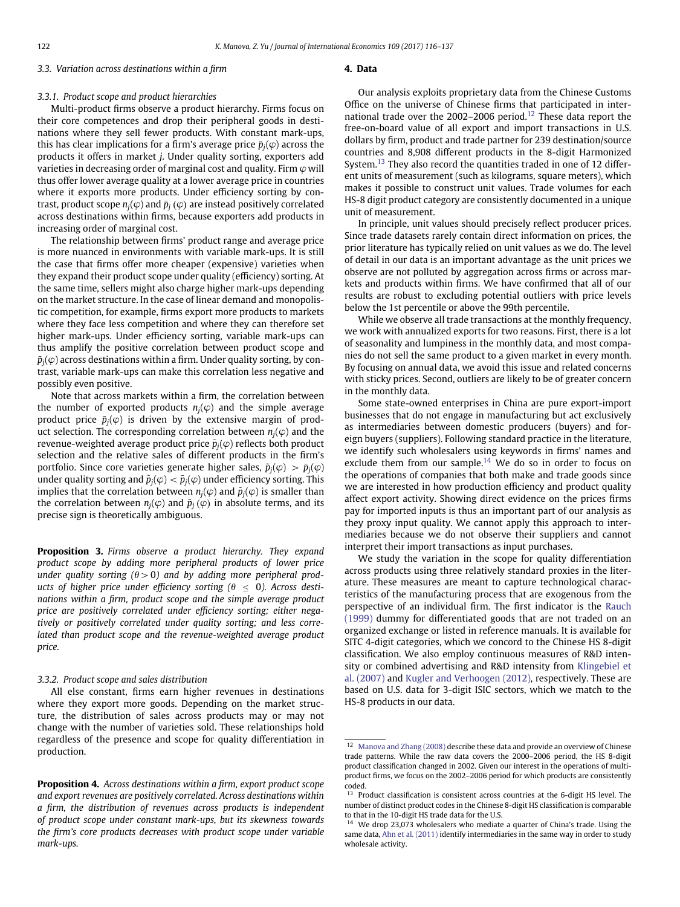### 3.3. Variation across destinations within a firm

#### 3.3.1. Product scope and product hierarchies

Multi-product firms observe a product hierarchy. Firms focus on their core competences and drop their peripheral goods in destinations where they sell fewer products. With constant mark-ups, this has clear implications for a firm's average price $\bar{p}_j(\varphi)$ across the products it offers in market $j$. Under quality sorting, exporters add varieties in decreasing order of marginal cost and quality. Firm $\varphi$ will thus offer lower average quality at a lower average price in countries where it exports more products. Under efficiency sorting by contrast, product scope $n_j(\varphi)$ and $\bar{p}_j(\varphi)$ are instead positively correlated across destinations within firms, because exporters add products in increasing order of marginal cost.

The relationship between firms' product range and average price is more nuanced in environments with variable mark-ups. It is still the case that firms offer more cheaper (expensive) varieties when they expand their product scope under quality (efficiency) sorting. At the same time, sellers might also charge higher mark-ups depending on the market structure. In the case of linear demand and monopolistic competition, for example, firms export more products to markets where they face less competition and where they can therefore set higher mark-ups. Under efficiency sorting, variable mark-ups can thus amplify the positive correlation between product scope and $\bar{p}_j(\varphi)$ across destinations within a firm. Under quality sorting, by contrast, variable mark-ups can make this correlation less negative and possibly even positive.

Note that across markets within a firm, the correlation between the number of exported products $n_j(\varphi)$ and the simple average product price $\bar{p}_j(\varphi)$ is driven by the extensive margin of product selection. The corresponding correlation between $n_j(\varphi)$ and the revenue-weighted average product price $\tilde{p}_j(\varphi)$ reflects both product selection and the relative sales of different products in the firm's portfolio. Since core varieties generate higher sales, $\tilde{p}_j(\varphi) > \bar{p}_j(\varphi)$ under quality sorting and $\tilde{p}_j(\varphi) < \bar{p}_j(\varphi)$ under efficiency sorting. This implies that the correlation between $n_j(\varphi)$ and $\tilde{p}_j(\varphi)$ is smaller than the correlation between $n_j(\varphi)$ and $\bar{p}_j(\varphi)$ in absolute terms, and its precise sign is theoretically ambiguous.

**Proposition 3.** *Firms observe a product hierarchy. They expand product scope by adding more peripheral products of lower price under quality sorting ($\theta > 0$) and by adding more peripheral products of higher price under efficiency sorting ($\theta \leq 0$). Across destinations within a firm, product scope and the simple average product price are positively correlated under efficiency sorting; either negatively or positively correlated under quality sorting; and less correlated than product scope and the revenue-weighted average product price.*

#### 3.3.2. Product scope and sales distribution

All else constant, firms earn higher revenues in destinations where they export more goods. Depending on the market structure, the distribution of sales across products may or may not change with the number of varieties sold. These relationships hold regardless of the presence and scope for quality differentiation in production.

**Proposition 4.** *Across destinations within a firm, export product scope and export revenues are positively correlated. Across destinations within a firm, the distribution of revenues across products is independent of product scope under constant mark-ups, but its skewness towards the firm's core products decreases with product scope under variable mark-ups.*

## 4. Data

Our analysis exploits proprietary data from the Chinese Customs Office on the universe of Chinese firms that participated in international trade over the 2002–2006 period.[12] These data report the free-on-board value of all export and import transactions in U.S. dollars by firm, product and trade partner for 239 destination/source countries and 8,908 different products in the 8-digit Harmonized System.[13] They also record the quantities traded in one of 12 different units of measurement (such as kilograms, square meters), which makes it possible to construct unit values. Trade volumes for each HS-8 digit product category are consistently documented in a unique unit of measurement.

In principle, unit values should precisely reflect producer prices. Since trade datasets rarely contain direct information on prices, the prior literature has typically relied on unit values as we do. The level of detail in our data is an important advantage as the unit prices we observe are not polluted by aggregation across firms or across markets and products within firms. We have confirmed that all of our results are robust to excluding potential outliers with price levels below the 1st percentile or above the 99th percentile.

While we observe all trade transactions at the monthly frequency, we work with annualized exports for two reasons. First, there is a lot of seasonality and lumpiness in the monthly data, and most companies do not sell the same product to a given market in every month. By focusing on annual data, we avoid this issue and related concerns with sticky prices. Second, outliers are likely to be of greater concern in the monthly data.

Some state-owned enterprises in China are pure export-import businesses that do not engage in manufacturing but act exclusively as intermediaries between domestic producers (buyers) and foreign buyers (suppliers). Following standard practice in the literature, we identify such wholesalers using keywords in firms' names and exclude them from our sample.[14] We do so in order to focus on the operations of companies that both make and trade goods since we are interested in how production efficiency and product quality affect export activity. Showing direct evidence on the prices firms pay for imported inputs is thus an important part of our analysis as they proxy input quality. We cannot apply this approach to intermediaries because we do not observe their suppliers and cannot interpret their import transactions as input purchases.

We study the variation in the scope for quality differentiation across products using three relatively standard proxies in the literature. These measures are meant to capture technological characteristics of the manufacturing process that are exogenous from the perspective of an individual firm. The first indicator is the Rauch (1999) dummy for differentiated goods that are not traded on an organized exchange or listed in reference manuals. It is available for SITC 4-digit categories, which we concord to the Chinese HS 8-digit classification. We also employ continuous measures of R&D intensity or combined advertising and R&D intensity from Klingebiel et al. (2007) and Kugler and Verhoogen (2012), respectively. These are based on U.S. data for 3-digit ISIC sectors, which we match to the HS-8 products in our data.

---

[12] Manova and Zhang (2008) describe these data and provide an overview of Chinese trade patterns. While the raw data covers the 2000–2006 period, the HS 8-digit product classification changed in 2002. Given our interest in the operations of multi-product firms, we focus on the 2002–2006 period for which products are consistently coded.

[13] Product classification is consistent across countries at the 6-digit HS level. The number of distinct product codes in the Chinese 8-digit HS classification is comparable to that in the 10-digit HS trade data for the U.S.

[14] We drop 23,073 wholesalers who mediate a quarter of China's trade. Using the same data, Ahn et al. (2011) identify intermediaries in the same way in order to study wholesale activity.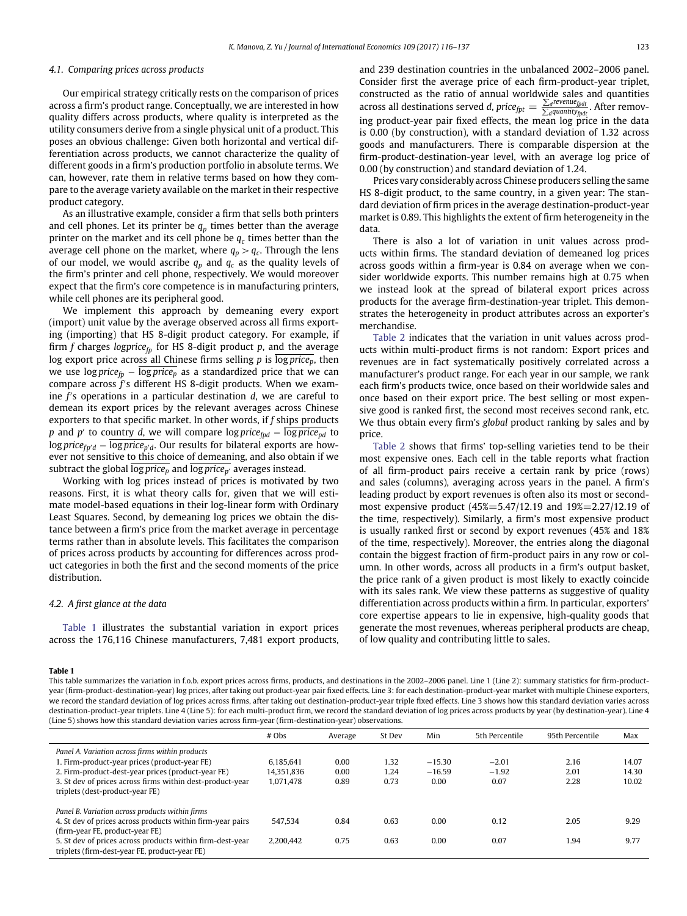### 4.1. Comparing prices across products

Our empirical strategy critically rests on the comparison of prices across a firm's product range. Conceptually, we are interested in how quality differs across products, where quality is interpreted as the utility consumers derive from a single physical unit of a product. This poses an obvious challenge: Given both horizontal and vertical differentiation across products, we cannot characterize the quality of different goods in a firm's production portfolio in absolute terms. We can, however, rate them in relative terms based on how they compare to the average variety available on the market in their respective product category.

As an illustrative example, consider a firm that sells both printers and cell phones. Let its printer be $q_p$ times better than the average printer on the market and its cell phone be $q_c$ times better than the average cell phone on the market, where $q_p > q_c$. Through the lens of our model, we would ascribe $q_p$ and $q_c$ as the quality levels of the firm's printer and cell phone, respectively. We would moreover expect that the firm's core competence is in manufacturing printers, while cell phones are its peripheral good.

We implement this approach by demeaning every export (import) unit value by the average observed across all firms exporting (importing) that HS 8-digit product category. For example, if firm $f$ charges $logprice_{fp}$ for HS 8-digit product $p$, and the average log export price across all Chinese firms selling $p$ is $\overline{\log price_p}$, then we use $\log price_{fp} - \overline{\log price_p}$ as a standardized price that we can compare across $f$'s different HS 8-digit products. When we examine $f$'s operations in a particular destination $d$, we are careful to demean its export prices by the relevant averages across Chinese exporters to that specific market. In other words, if $f$ ships products $p$ and $p'$ to country $d$, we will compare $\log price_{fpd} - \overline{\log price_{pd}}$ to $\log price_{fp'd} - \overline{\log price_{p'd}}$. Our results for bilateral exports are however not sensitive to this choice of demeaning, and also obtain if we subtract the global $\overline{\log price_p}$ and $\overline{\log price_{p'}}$ averages instead.

Working with log prices instead of prices is motivated by two reasons. First, it is what theory calls for, given that we will estimate model-based equations in their log-linear form with Ordinary Least Squares. Second, by demeaning log prices we obtain the distance between a firm's price from the market average in percentage terms rather than in absolute levels. This facilitates the comparison of prices across products by accounting for differences across product categories in both the first and the second moments of the price distribution.

### 4.2. A first glance at the data

Table 1 illustrates the substantial variation in export prices across the 176,116 Chinese manufacturers, 7,481 export products, and 239 destination countries in the unbalanced 2002–2006 panel. Consider first the average price of each firm-product-year triplet, constructed as the ratio of annual worldwide sales and quantities across all destinations served $d$, $price_{fpt} = \frac{\sum_d revenue_{fpdt}}{\sum_d quantity_{fpdt}}$. After removing product-year pair fixed effects, the mean log price in the data is 0.00 (by construction), with a standard deviation of 1.32 across goods and manufacturers. There is comparable dispersion at the firm-product-destination-year level, with an average log price of 0.00 (by construction) and standard deviation of 1.24.

Prices vary considerably across Chinese producers selling the same HS 8-digit product, to the same country, in a given year: The standard deviation of firm prices in the average destination-product-year market is 0.89. This highlights the extent of firm heterogeneity in the data.

There is also a lot of variation in unit values across products within firms. The standard deviation of demeaned log prices across goods within a firm-year is 0.84 on average when we consider worldwide exports. This number remains high at 0.75 when we instead look at the spread of bilateral export prices across products for the average firm-destination-year triplet. This demonstrates the heterogeneity in product attributes across an exporter's merchandise.

Table 2 indicates that the variation in unit values across products within multi-product firms is not random: Export prices and revenues are in fact systematically positively correlated across a manufacturer's product range. For each year in our sample, we rank each firm's products twice, once based on their worldwide sales and once based on their export price. The best selling or most expensive good is ranked first, the second most receives second rank, etc. We thus obtain every firm's *global* product ranking by sales and by price.

Table 2 shows that firms' top-selling varieties tend to be their most expensive ones. Each cell in the table reports what fraction of all firm-product pairs receive a certain rank by price (rows) and sales (columns), averaging across years in the panel. A firm's leading product by export revenues is often also its most or second-most expensive product (45%=5.47/12.19 and 19%=2.27/12.19 of the time, respectively). Similarly, a firm's most expensive product is usually ranked first or second by export revenues (45% and 18% of the time, respectively). Moreover, the entries along the diagonal contain the biggest fraction of firm-product pairs in any row or column. In other words, across all products in a firm's output basket, the price rank of a given product is most likely to exactly coincide with its sales rank. We view these patterns as suggestive of quality differentiation across products within a firm. In particular, exporters' core expertise appears to lie in expensive, high-quality goods that generate the most revenues, whereas peripheral products are cheap, of low quality and contributing little to sales.

**Table 1**

This table summarizes the variation in f.o.b. export prices across firms, products, and destinations in the 2002–2006 panel. Line 1 (Line 2): summary statistics for firm-product-year (firm-product-destination-year) log prices, after taking out product-year pair fixed effects. Line 3: for each destination-product-year market with multiple Chinese exporters, we record the standard deviation of log prices across firms, after taking out destination-product-year triple fixed effects. Line 3 shows how this standard deviation varies across destination-product-year triplets. Line 4 (Line 5): for each multi-product firm, we record the standard deviation of log prices across products by year (by destination-year). Line 4 (Line 5) shows how this standard deviation varies across firm-year (firm-destination-year) observations.

| | # Obs | Average | St Dev | Min | 5th Percentile | 95th Percentile | Max |
|---|---|---|---|---|---|---|---|
| *Panel A. Variation across firms within products* | | | | | | | |
| 1. Firm-product-year prices (product-year FE) | 6,185,641 | 0.00 | 1.32 | −15.30 | −2.01 | 2.16 | 14.07 |
| 2. Firm-product-dest-year prices (product-year FE) | 14,351,836 | 0.00 | 1.24 | −16.59 | −1.92 | 2.01 | 14.30 |
| 3. St dev of prices across firms within dest-product-year triplets (dest-product-year FE) | 1,071,478 | 0.89 | 0.73 | 0.00 | 0.07 | 2.28 | 10.02 |
| *Panel B. Variation across products within firms* | | | | | | | |
| 4. St dev of prices across products within firm-year pairs (firm-year FE, product-year FE) | 547,534 | 0.84 | 0.63 | 0.00 | 0.12 | 2.05 | 9.29 |
| 5. St dev of prices across products within firm-dest-year triplets (firm-dest-year FE, product-year FE) | 2,200,442 | 0.75 | 0.63 | 0.00 | 0.07 | 1.94 | 9.77 |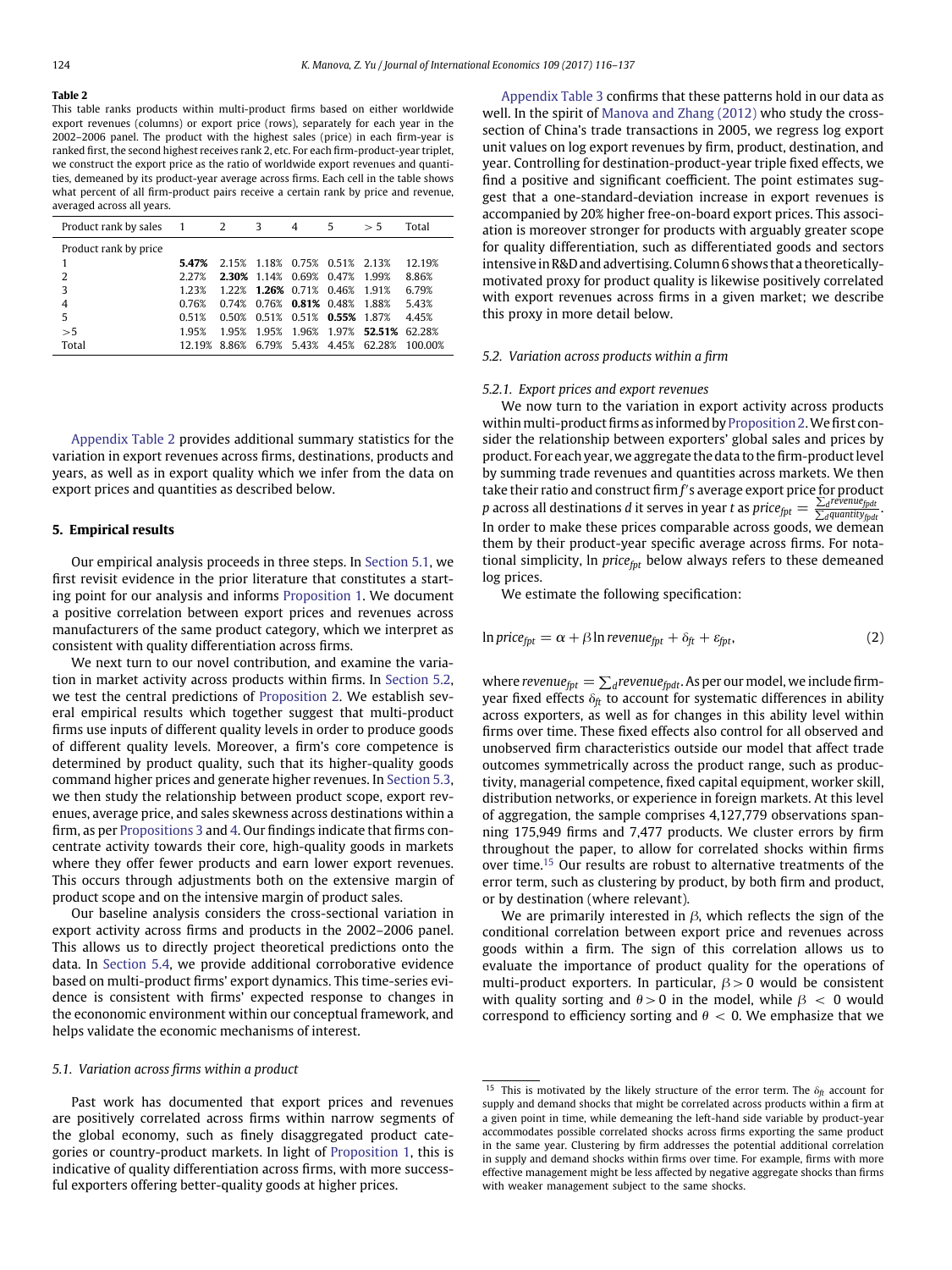**Table 2**

This table ranks products within multi-product firms based on either worldwide export revenues (columns) or export price (rows), separately for each year in the 2002–2006 panel. The product with the highest sales (price) in each firm-year is ranked first, the second highest receives rank 2, etc. For each firm-product-year triplet, we construct the export price as the ratio of worldwide export revenues and quantities, demeaned by its product-year average across firms. Each cell in the table shows what percent of all firm-product pairs receive a certain rank by price and revenue, averaged across all years.

| Product rank by sales | 1 | 2 | 3 | 4 | 5 | > 5 | Total |
|---|---|---|---|---|---|---|---|
| Product rank by price | | | | | | | |
| 1 | **5.47%** | 2.15% | 1.18% | 0.75% | 0.51% | 2.13% | 12.19% |
| 2 | 2.27% | **2.30%** | 1.14% | 0.69% | 0.47% | 1.99% | 8.86% |
| 3 | 1.23% | 1.22% | **1.26%** | 0.71% | 0.46% | 1.91% | 6.79% |
| 4 | 0.76% | 0.74% | 0.76% | **0.81%** | 0.48% | 1.88% | 5.43% |
| 5 | 0.51% | 0.50% | 0.51% | 0.51% | **0.55%** | 1.87% | 4.45% |
| >5 | 1.95% | 1.95% | 1.95% | 1.96% | 1.97% | **52.51%** | 62.28% |
| Total | 12.19% | 8.86% | 6.79% | 5.43% | 4.45% | 62.28% | 100.00% |

Appendix Table 2 provides additional summary statistics for the variation in export revenues across firms, destinations, products and years, as well as in export quality which we infer from the data on export prices and quantities as described below.

## 5. Empirical results

Our empirical analysis proceeds in three steps. In Section 5.1, we first revisit evidence in the prior literature that constitutes a starting point for our analysis and informs Proposition 1. We document a positive correlation between export prices and revenues across manufacturers of the same product category, which we interpret as consistent with quality differentiation across firms.

We next turn to our novel contribution, and examine the variation in market activity across products within firms. In Section 5.2, we test the central predictions of Proposition 2. We establish several empirical results which together suggest that multi-product firms use inputs of different quality levels in order to produce goods of different quality levels. Moreover, a firm's core competence is determined by product quality, such that its higher-quality goods command higher prices and generate higher revenues. In Section 5.3, we then study the relationship between product scope, export revenues, average price, and sales skewness across destinations within a firm, as per Propositions 3 and 4. Our findings indicate that firms concentrate activity towards their core, high-quality goods in markets where they offer fewer products and earn lower export revenues. This occurs through adjustments both on the extensive margin of product scope and on the intensive margin of product sales.

Our baseline analysis considers the cross-sectional variation in export activity across firms and products in the 2002–2006 panel. This allows us to directly project theoretical predictions onto the data. In Section 5.4, we provide additional corroborative evidence based on multi-product firms' export dynamics. This time-series evidence is consistent with firms' expected response to changes in the econonomic environment within our conceptual framework, and helps validate the economic mechanisms of interest.

### 5.1. Variation across firms within a product

Past work has documented that export prices and revenues are positively correlated across firms within narrow segments of the global economy, such as finely disaggregated product categories or country-product markets. In light of Proposition 1, this is indicative of quality differentiation across firms, with more successful exporters offering better-quality goods at higher prices.

Appendix Table 3 confirms that these patterns hold in our data as well. In the spirit of Manova and Zhang (2012) who study the cross-section of China's trade transactions in 2005, we regress log export unit values on log export revenues by firm, product, destination, and year. Controlling for destination-product-year triple fixed effects, we find a positive and significant coefficient. The point estimates suggest that a one-standard-deviation increase in export revenues is accompanied by 20% higher free-on-board export prices. This association is moreover stronger for products with arguably greater scope for quality differentiation, such as differentiated goods and sectors intensive in R&D and advertising. Column 6 shows that a theoretically-motivated proxy for product quality is likewise positively correlated with export revenues across firms in a given market; we describe this proxy in more detail below.

### 5.2. Variation across products within a firm

#### 5.2.1. Export prices and export revenues

We now turn to the variation in export activity across products within multi-product firms as informed by Proposition 2. We first consider the relationship between exporters' global sales and prices by product. For each year, we aggregate the data to the firm-product level by summing trade revenues and quantities across markets. We then take their ratio and construct firm $f$'s average export price for product $p$ across all destinations $d$ it serves in year $t$ as $price_{fpt} = \frac{\sum_d revenue_{fpdt}}{\sum_d quantity_{fpdt}}$. In order to make these prices comparable across goods, we demean them by their product-year specific average across firms. For notational simplicity, $\ln price_{fpt}$ below always refers to these demeaned log prices.

We estimate the following specification:

$$\ln price_{fpt} = \alpha + \beta \ln revenue_{fpt} + \delta_{ft} + \varepsilon_{fpt}, \tag{2}$$

where $revenue_{fpt} = \sum_d revenue_{fpdt}$. As per our model, we include firm-year fixed effects $\delta_{ft}$ to account for systematic differences in ability across exporters, as well as for changes in this ability level within firms over time. These fixed effects also control for all observed and unobserved firm characteristics outside our model that affect trade outcomes symmetrically across the product range, such as productivity, managerial competence, fixed capital equipment, worker skill, distribution networks, or experience in foreign markets. At this level of aggregation, the sample comprises 4,127,779 observations spanning 175,949 firms and 7,477 products. We cluster errors by firm throughout the paper, to allow for correlated shocks within firms over time.[15] Our results are robust to alternative treatments of the error term, such as clustering by product, by both firm and product, or by destination (where relevant).

We are primarily interested in $\beta$, which reflects the sign of the conditional correlation between export price and revenues across goods within a firm. The sign of this correlation allows us to evaluate the importance of product quality for the operations of multi-product exporters. In particular, $\beta > 0$ would be consistent with quality sorting and $\theta > 0$ in the model, while $\beta < 0$ would correspond to efficiency sorting and $\theta < 0$. We emphasize that we

[15] This is motivated by the likely structure of the error term. The $\delta_{ft}$ account for supply and demand shocks that might be correlated across products within a firm at a given point in time, while demeaning the left-hand side variable by product-year accommodates possible correlated shocks across firms exporting the same product in the same year. Clustering by firm addresses the potential additional correlation in supply and demand shocks within firms over time. For example, firms with more effective management might be less affected by negative aggregate shocks than firms with weaker management subject to the same shocks.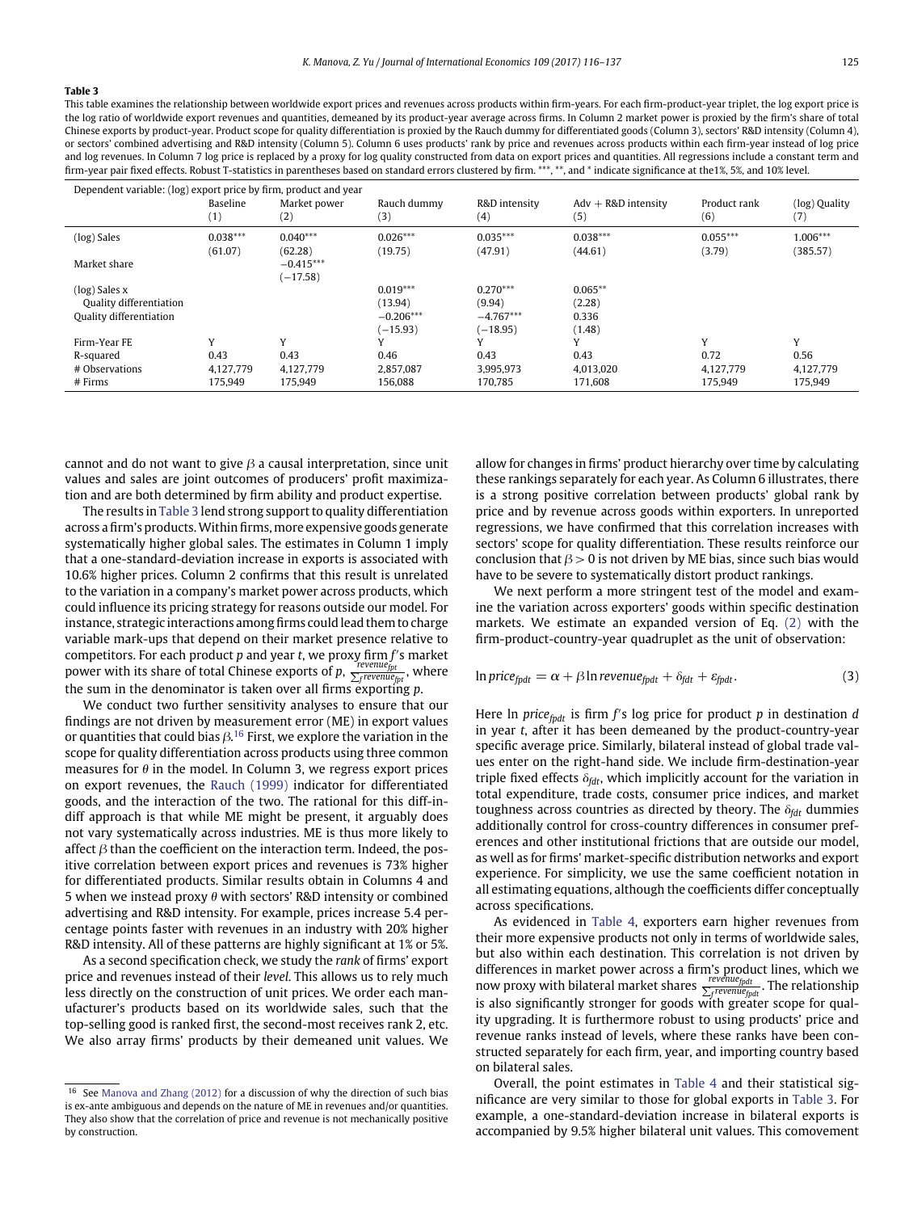**Table 3**

This table examines the relationship between worldwide export prices and revenues across products within firm-years. For each firm-product-year triplet, the log export price is the log ratio of worldwide export revenues and quantities, demeaned by its product-year average across firms. In Column 2 market power is proxied by the firm's share of total Chinese exports by product-year. Product scope for quality differentiation is proxied by the Rauch dummy for differentiated goods (Column 3), sectors' R&D intensity (Column 4), or sectors' combined advertising and R&D intensity (Column 5). Column 6 uses products' rank by price and revenues across products within each firm-year instead of log price and log revenues. In Column 7 log price is replaced by a proxy for log quality constructed from data on export prices and quantities. All regressions include a constant term and firm-year pair fixed effects. Robust T-statistics in parentheses based on standard errors clustered by firm. ***, **, and * indicate significance at the1%, 5%, and 10% level.

| Dependent variable: (log) export price by firm, product and year | Baseline (1) | Market power (2) | Rauch dummy (3) | R&D intensity (4) | Adv + R&D intensity (5) | Product rank (6) | (log) Quality (7) |
|---|---|---|---|---|---|---|---|
| (log) Sales | 0.038*** | 0.040*** | 0.026*** | 0.035*** | 0.038*** | 0.055*** | 1.006*** |
| | (61.07) | (62.28) | (19.75) | (47.91) | (44.61) | (3.79) | (385.57) |
| Market share | | −0.415*** | | | | | |
| | | (−17.58) | | | | | |
| (log) Sales x Quality differentiation | | | 0.019*** | 0.270*** | 0.065** | | |
| | | | (13.94) | (9.94) | (2.28) | | |
| Quality differentiation | | | −0.206*** | −4.767*** | 0.336 | | |
| | | | (−15.93) | (−18.95) | (1.48) | | |
| Firm-Year FE | Y | Y | Y | Y | Y | Y | Y |
| R-squared | 0.43 | 0.43 | 0.46 | 0.43 | 0.43 | 0.72 | 0.56 |
| # Observations | 4,127,779 | 4,127,779 | 2,857,087 | 3,995,973 | 4,013,020 | 4,127,779 | 4,127,779 |
| # Firms | 175,949 | 175,949 | 156,088 | 170,785 | 171,608 | 175,949 | 175,949 |

cannot and do not want to give $\beta$ a causal interpretation, since unit values and sales are joint outcomes of producers' profit maximization and are both determined by firm ability and product expertise.

The results in Table 3 lend strong support to quality differentiation across a firm's products. Within firms, more expensive goods generate systematically higher global sales. The estimates in Column 1 imply that a one-standard-deviation increase in exports is associated with 10.6% higher prices. Column 2 confirms that this result is unrelated to the variation in a company's market power across products, which could influence its pricing strategy for reasons outside our model. For instance, strategic interactions among firms could lead them to charge variable mark-ups that depend on their market presence relative to competitors. For each product $p$ and year $t$, we proxy firm $f$'s market power with its share of total Chinese exports of $p$, $\frac{revenue_{fpt}}{\sum_f revenue_{fpt}}$, where the sum in the denominator is taken over all firms exporting $p$.

We conduct two further sensitivity analyses to ensure that our findings are not driven by measurement error (ME) in export values or quantities that could bias $\beta$.[16] First, we explore the variation in the scope for quality differentiation across products using three common measures for $\theta$ in the model. In Column 3, we regress export prices on export revenues, the Rauch (1999) indicator for differentiated goods, and the interaction of the two. The rational for this diff-in-diff approach is that while ME might be present, it arguably does not vary systematically across industries. ME is thus more likely to affect $\beta$ than the coefficient on the interaction term. Indeed, the positive correlation between export prices and revenues is 73% higher for differentiated products. Similar results obtain in Columns 4 and 5 when we instead proxy $\theta$ with sectors' R&D intensity or combined advertising and R&D intensity. For example, prices increase 5.4 percentage points faster with revenues in an industry with 20% higher R&D intensity. All of these patterns are highly significant at 1% or 5%.

As a second specification check, we study the *rank* of firms' export price and revenues instead of their *level*. This allows us to rely much less directly on the construction of unit prices. We order each manufacturer's products based on its worldwide sales, such that the top-selling good is ranked first, the second-most receives rank 2, etc. We also array firms' products by their demeaned unit values. We allow for changes in firms' product hierarchy over time by calculating these rankings separately for each year. As Column 6 illustrates, there is a strong positive correlation between products' global rank by price and by revenue across goods within exporters. In unreported regressions, we have confirmed that this correlation increases with sectors' scope for quality differentiation. These results reinforce our conclusion that $\beta > 0$ is not driven by ME bias, since such bias would have to be severe to systematically distort product rankings.

We next perform a more stringent test of the model and examine the variation across exporters' goods within specific destination markets. We estimate an expanded version of Eq. (2) with the firm-product-country-year quadruplet as the unit of observation:

$$\ln price_{fpdt} = \alpha + \beta \ln revenue_{fpdt} + \delta_{fdt} + \varepsilon_{fpdt}. \tag{3}$$

Here ln $price_{fpdt}$ is firm $f$'s log price for product $p$ in destination $d$ in year $t$, after it has been demeaned by the product-country-year specific average price. Similarly, bilateral instead of global trade values enter on the right-hand side. We include firm-destination-year triple fixed effects $\delta_{fdt}$, which implicitly account for the variation in total expenditure, trade costs, consumer price indices, and market toughness across countries as directed by theory. The $\delta_{fdt}$ dummies additionally control for cross-country differences in consumer preferences and other institutional frictions that are outside our model, as well as for firms' market-specific distribution networks and export experience. For simplicity, we use the same coefficient notation in all estimating equations, although the coefficients differ conceptually across specifications.

As evidenced in Table 4, exporters earn higher revenues from their more expensive products not only in terms of worldwide sales, but also within each destination. This correlation is not driven by differences in market power across a firm's product lines, which we now proxy with bilateral market shares $\frac{revenue_{fpdt}}{\sum_f revenue_{fpdt}}$. The relationship is also significantly stronger for goods with greater scope for quality upgrading. It is furthermore robust to using products' price and revenue ranks instead of levels, where these ranks have been constructed separately for each firm, year, and importing country based on bilateral sales.

Overall, the point estimates in Table 4 and their statistical significance are very similar to those for global exports in Table 3. For example, a one-standard-deviation increase in bilateral exports is accompanied by 9.5% higher bilateral unit values. This comovement

[16] See Manova and Zhang (2012) for a discussion of why the direction of such bias is ex-ante ambiguous and depends on the nature of ME in revenues and/or quantities. They also show that the correlation of price and revenue is not mechanically positive by construction.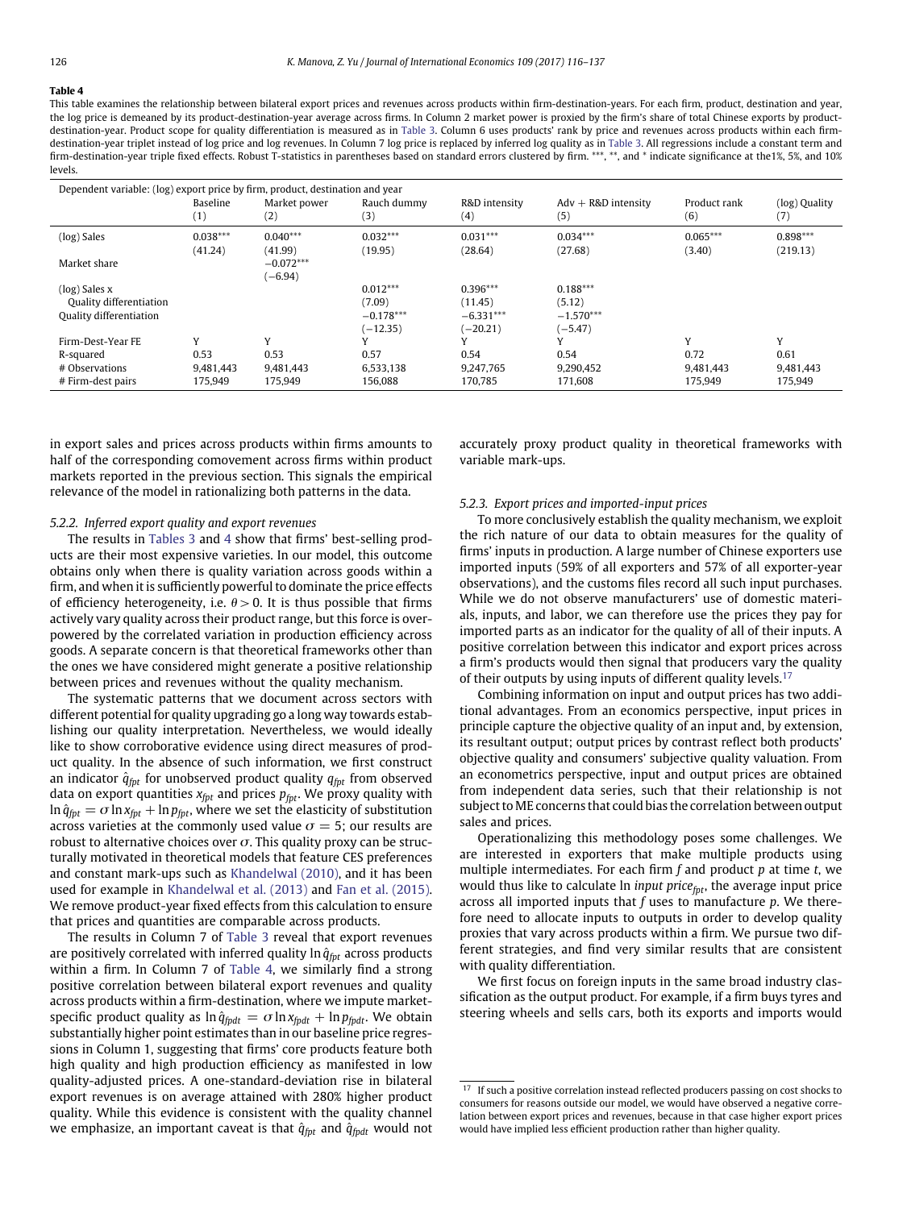**Table 4**

This table examines the relationship between bilateral export prices and revenues across products within firm-destination-years. For each firm, product, destination and year, the log price is demeaned by its product-destination-year average across firms. In Column 2 market power is proxied by the firm's share of total Chinese exports by product-destination-year. Product scope for quality differentiation is measured as in Table 3. Column 6 uses products' rank by price and revenues across products within each firm-destination-year triplet instead of log price and log revenues. In Column 7 log price is replaced by inferred log quality as in Table 3. All regressions include a constant term and firm-destination-year triple fixed effects. Robust T-statistics in parentheses based on standard errors clustered by firm. ***, **, and * indicate significance at the1%, 5%, and 10% levels.

| Dependent variable: (log) export price by firm, product, destination and year | Baseline (1) | Market power (2) | Rauch dummy (3) | R&D intensity (4) | Adv + R&D intensity (5) | Product rank (6) | (log) Quality (7) |
|---|---|---|---|---|---|---|---|
| (log) Sales | 0.038*** | 0.040*** | 0.032*** | 0.031*** | 0.034*** | 0.065*** | 0.898*** |
| | (41.24) | (41.99) | (19.95) | (28.64) | (27.68) | (3.40) | (219.13) |
| Market share | | −0.072*** | | | | | |
| | | (−6.94) | | | | | |
| (log) Sales x Quality differentiation | | | 0.012*** | 0.396*** | 0.188*** | | |
| | | | (7.09) | (11.45) | (5.12) | | |
| Quality differentiation | | | −0.178*** | −6.331*** | −1.570*** | | |
| | | | (−12.35) | (−20.21) | (−5.47) | | |
| Firm-Dest-Year FE | Y | Y | Y | Y | Y | Y | Y |
| R-squared | 0.53 | 0.53 | 0.57 | 0.54 | 0.54 | 0.72 | 0.61 |
| # Observations | 9,481,443 | 9,481,443 | 6,533,138 | 9,247,765 | 9,290,452 | 9,481,443 | 9,481,443 |
| # Firm-dest pairs | 175,949 | 175,949 | 156,088 | 170,785 | 171,608 | 175,949 | 175,949 |

in export sales and prices across products within firms amounts to half of the corresponding comovement across firms within product markets reported in the previous section. This signals the empirical relevance of the model in rationalizing both patterns in the data.

### 5.2.2. Inferred export quality and export revenues

The results in Tables 3 and 4 show that firms' best-selling products are their most expensive varieties. In our model, this outcome obtains only when there is quality variation across goods within a firm, and when it is sufficiently powerful to dominate the price effects of efficiency heterogeneity, i.e. $\theta > 0$. It is thus possible that firms actively vary quality across their product range, but this force is overpowered by the correlated variation in production efficiency across goods. A separate concern is that theoretical frameworks other than the ones we have considered might generate a positive relationship between prices and revenues without the quality mechanism.

The systematic patterns that we document across sectors with different potential for quality upgrading go a long way towards establishing our quality interpretation. Nevertheless, we would ideally like to show corroborative evidence using direct measures of product quality. In the absence of such information, we first construct an indicator $\hat{q}_{fpt}$ for unobserved product quality $q_{fpt}$ from observed data on export quantities $x_{fpt}$ and prices $p_{fpt}$. We proxy quality with $\ln \hat{q}_{fpt} = \sigma \ln x_{fpt} + \ln p_{fpt}$, where we set the elasticity of substitution across varieties at the commonly used value $\sigma = 5$; our results are robust to alternative choices over $\sigma$. This quality proxy can be structurally motivated in theoretical models that feature CES preferences and constant mark-ups such as Khandelwal (2010), and it has been used for example in Khandelwal et al. (2013) and Fan et al. (2015). We remove product-year fixed effects from this calculation to ensure that prices and quantities are comparable across products.

The results in Column 7 of Table 3 reveal that export revenues are positively correlated with inferred quality $\ln \hat{q}_{fpt}$ across products within a firm. In Column 7 of Table 4, we similarly find a strong positive correlation between bilateral export revenues and quality across products within a firm-destination, where we impute market-specific product quality as $\ln \hat{q}_{fpdt} = \sigma \ln x_{fpdt} + \ln p_{fpdt}$. We obtain substantially higher point estimates than in our baseline price regressions in Column 1, suggesting that firms' core products feature both high quality and high production efficiency as manifested in low quality-adjusted prices. A one-standard-deviation rise in bilateral export revenues is on average attained with 280% higher product quality. While this evidence is consistent with the quality channel we emphasize, an important caveat is that $\hat{q}_{fpt}$ and $\hat{q}_{fpdt}$ would not accurately proxy product quality in theoretical frameworks with variable mark-ups.

### 5.2.3. Export prices and imported-input prices

To more conclusively establish the quality mechanism, we exploit the rich nature of our data to obtain measures for the quality of firms' inputs in production. A large number of Chinese exporters use imported inputs (59% of all exporters and 57% of all exporter-year observations), and the customs files record all such input purchases. While we do not observe manufacturers' use of domestic materials, inputs, and labor, we can therefore use the prices they pay for imported parts as an indicator for the quality of all of their inputs. A positive correlation between this indicator and export prices across a firm's products would then signal that producers vary the quality of their outputs by using inputs of different quality levels.[17]

Combining information on input and output prices has two additional advantages. From an economics perspective, input prices in principle capture the objective quality of an input and, by extension, its resultant output; output prices by contrast reflect both products' objective quality and consumers' subjective quality valuation. From an econometrics perspective, input and output prices are obtained from independent data series, such that their relationship is not subject to ME concerns that could bias the correlation between output sales and prices.

Operationalizing this methodology poses some challenges. We are interested in exporters that make multiple products using multiple intermediates. For each firm $f$ and product $p$ at time $t$, we would thus like to calculate ln *input price*$_{fpt}$, the average input price across all imported inputs that $f$ uses to manufacture $p$. We therefore need to allocate inputs to outputs in order to develop quality proxies that vary across products within a firm. We pursue two different strategies, and find very similar results that are consistent with quality differentiation.

We first focus on foreign inputs in the same broad industry classification as the output product. For example, if a firm buys tyres and steering wheels and sells cars, both its exports and imports would

[17] If such a positive correlation instead reflected producers passing on cost shocks to consumers for reasons outside our model, we would have observed a negative correlation between export prices and revenues, because in that case higher export prices would have implied less efficient production rather than higher quality.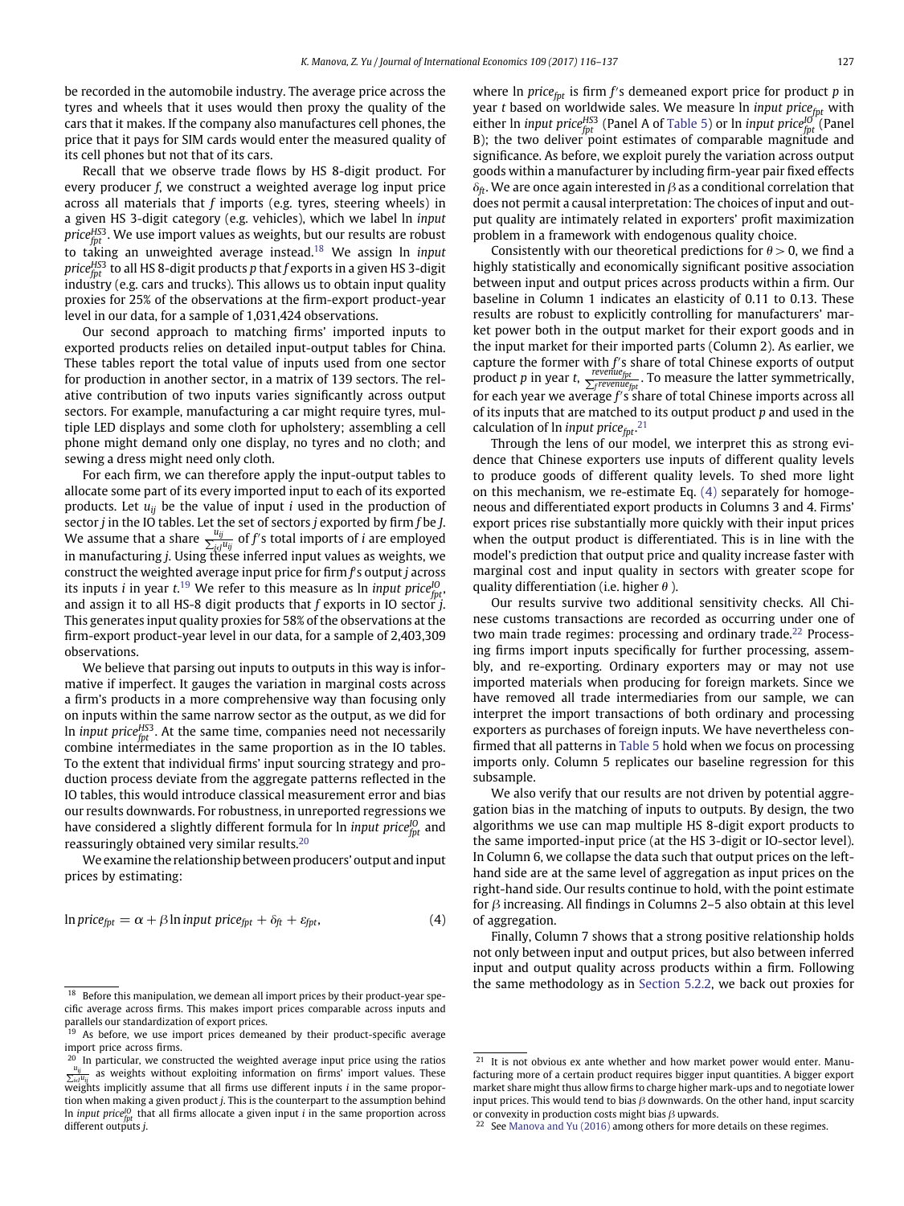be recorded in the automobile industry. The average price across the tyres and wheels that it uses would then proxy the quality of the cars that it makes. If the company also manufactures cell phones, the price that it pays for SIM cards would enter the measured quality of its cell phones but not that of its cars.

Recall that we observe trade flows by HS 8-digit product. For every producer *f*, we construct a weighted average log input price across all materials that *f* imports (e.g. tyres, steering wheels) in a given HS 3-digit category (e.g. vehicles), which we label $\ln input\ price^{HS3}_{fpt}$. We use import values as weights, but our results are robust to taking an unweighted average instead.[18] We assign $\ln input\ price^{HS3}_{fpt}$ to all HS 8-digit products *p* that *f* exports in a given HS 3-digit industry (e.g. cars and trucks). This allows us to obtain input quality proxies for 25% of the observations at the firm-export product-year level in our data, for a sample of 1,031,424 observations.

Our second approach to matching firms' imported inputs to exported products relies on detailed input-output tables for China. These tables report the total value of inputs used from one sector for production in another sector, in a matrix of 139 sectors. The relative contribution of two inputs varies significantly across output sectors. For example, manufacturing a car might require tyres, multiple LED displays and some cloth for upholstery; assembling a cell phone might demand only one display, no tyres and no cloth; and sewing a dress might need only cloth.

For each firm, we can therefore apply the input-output tables to allocate some part of its every imported input to each of its exported products. Let $u_{ij}$ be the value of input *i* used in the production of sector *j* in the IO tables. Let the set of sectors *j* exported by firm *f* be *J*. We assume that a share $\frac{u_{ij}}{\sum_{j \in J} u_{ij}}$ of *f*'s total imports of *i* are employed in manufacturing *j*. Using these inferred input values as weights, we construct the weighted average input price for firm *f*'s output *j* across its inputs *i* in year *t*.[19] We refer to this measure as $\ln input\ price^{IO}_{fpt}$, and assign it to all HS-8 digit products that *f* exports in IO sector *j*. This generates input quality proxies for 58% of the observations at the firm-export product-year level in our data, for a sample of 2,403,309 observations.

We believe that parsing out inputs to outputs in this way is informative if imperfect. It gauges the variation in marginal costs across a firm's products in a more comprehensive way than focusing only on inputs within the same narrow sector as the output, as we did for $\ln input\ price^{HS3}_{fpt}$. At the same time, companies need not necessarily combine intermediates in the same proportion as in the IO tables. To the extent that individual firms' input sourcing strategy and production process deviate from the aggregate patterns reflected in the IO tables, this would introduce classical measurement error and bias our results downwards. For robustness, in unreported regressions we have considered a slightly different formula for $\ln input\ price^{IO}_{fpt}$ and reassuringly obtained very similar results.[20]

We examine the relationship between producers' output and input prices by estimating:

$$\ln price_{fpt} = \alpha + \beta \ln input\ price_{fpt} + \delta_{ft} + \varepsilon_{fpt}, \tag{4}$$

where $\ln price_{fpt}$ is firm *f*'s demeaned export price for product *p* in year *t* based on worldwide sales. We measure $\ln input\ price_{fpt}$ with either $\ln input\ price^{HS3}_{fpt}$ (Panel A of Table 5) or $\ln input\ price^{IO}_{fpt}$ (Panel B); the two deliver point estimates of comparable magnitude and significance. As before, we exploit purely the variation across output goods within a manufacturer by including firm-year pair fixed effects $\delta_{ft}$. We are once again interested in $\beta$ as a conditional correlation that does not permit a causal interpretation: The choices of input and output quality are intimately related in exporters' profit maximization problem in a framework with endogenous quality choice.

Consistently with our theoretical predictions for $\theta > 0$, we find a highly statistically and economically significant positive association between input and output prices across products within a firm. Our baseline in Column 1 indicates an elasticity of 0.11 to 0.13. These results are robust to explicitly controlling for manufacturers' market power both in the output market for their export goods and in the input market for their imported parts (Column 2). As earlier, we capture the former with *f*'s share of total Chinese exports of output product *p* in year *t*, $\frac{revenue_{fpt}}{\sum_f revenue_{fpt}}$. To measure the latter symmetrically, for each year we average *f*'s share of total Chinese imports across all of its inputs that are matched to its output product *p* and used in the calculation of $\ln input\ price_{fpt}$.[21]

Through the lens of our model, we interpret this as strong evidence that Chinese exporters use inputs of different quality levels to produce goods of different quality levels. To shed more light on this mechanism, we re-estimate Eq. (4) separately for homogeneous and differentiated export products in Columns 3 and 4. Firms' export prices rise substantially more quickly with their input prices when the output product is differentiated. This is in line with the model's prediction that output price and quality increase faster with marginal cost and input quality in sectors with greater scope for quality differentiation (i.e. higher $\theta$ ).

Our results survive two additional sensitivity checks. All Chinese customs transactions are recorded as occurring under one of two main trade regimes: processing and ordinary trade.[22] Processing firms import inputs specifically for further processing, assembly, and re-exporting. Ordinary exporters may or may not use imported materials when producing for foreign markets. Since we have removed all trade intermediaries from our sample, we can interpret the import transactions of both ordinary and processing exporters as purchases of foreign inputs. We have nevertheless confirmed that all patterns in Table 5 hold when we focus on processing imports only. Column 5 replicates our baseline regression for this subsample.

We also verify that our results are not driven by potential aggregation bias in the matching of inputs to outputs. By design, the two algorithms we use can map multiple HS 8-digit export products to the same imported-input price (at the HS 3-digit or IO-sector level). In Column 6, we collapse the data such that output prices on the left-hand side are at the same level of aggregation as input prices on the right-hand side. Our results continue to hold, with the point estimate for $\beta$ increasing. All findings in Columns 2–5 also obtain at this level of aggregation.

Finally, Column 7 shows that a strong positive relationship holds not only between input and output prices, but also between inferred input and output quality across products within a firm. Following the same methodology as in Section 5.2.2, we back out proxies for

---

[18] Before this manipulation, we demean all import prices by their product-year specific average across firms. This makes import prices comparable across inputs and parallels our standardization of export prices.

[19] As before, we use import prices demeaned by their product-specific average import price across firms.

[20] In particular, we constructed the weighted average input price using the ratios $\frac{u_{ij}}{\sum_{i \in I} u_{ij}}$ as weights without exploiting information on firms' import values. These weights implicitly assume that all firms use different inputs *i* in the same proportion when making a given product *j*. This is the counterpart to the assumption behind $\ln input\ price^{IO}_{fpt}$ that all firms allocate a given input *i* in the same proportion across different outputs *j*.

[21] It is not obvious ex ante whether and how market power would enter. Manufacturing more of a certain product requires bigger input quantities. A bigger export market share might thus allow firms to charge higher mark-ups and to negotiate lower input prices. This would tend to bias $\beta$ downwards. On the other hand, input scarcity or convexity in production costs might bias $\beta$ upwards.

[22] See Manova and Yu (2016) among others for more details on these regimes.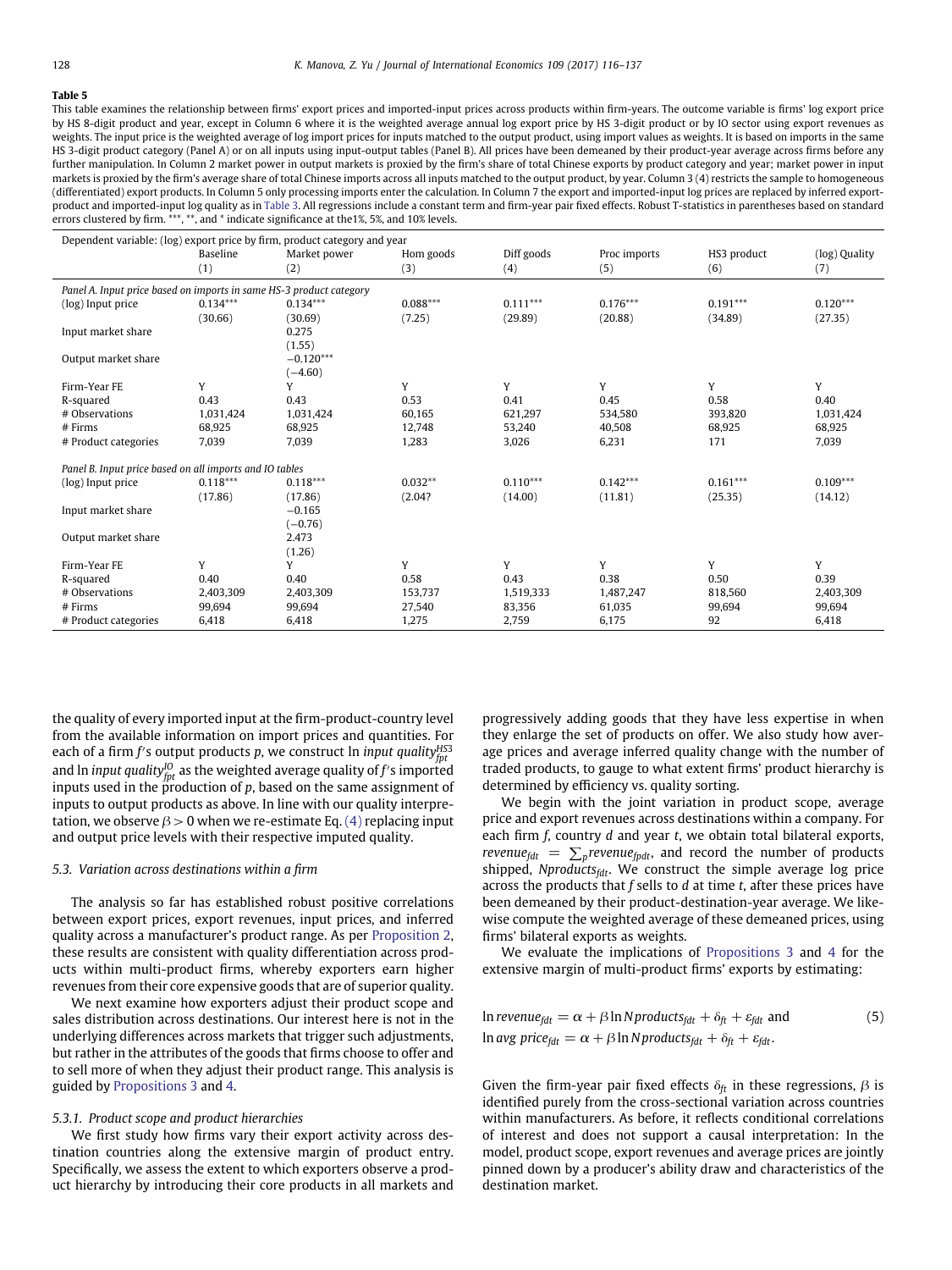**Table 5**

This table examines the relationship between firms' export prices and imported-input prices across products within firm-years. The outcome variable is firms' log export price by HS 8-digit product and year, except in Column 6 where it is the weighted average annual log export price by HS 3-digit product or by IO sector using export revenues as weights. The input price is the weighted average of log import prices for inputs matched to the output product, using import values as weights. It is based on imports in the same HS 3-digit product category (Panel A) or on all inputs using input-output tables (Panel B). All prices have been demeaned by their product-year average across firms before any further manipulation. In Column 2 market power in output markets is proxied by the firm's share of total Chinese exports by product category and year; market power in input markets is proxied by the firm's average share of total Chinese imports across all inputs matched to the output product, by year. Column 3 (4) restricts the sample to homogeneous (differentiated) export products. In Column 5 only processing imports enter the calculation. In Column 7 the export and imported-input log prices are replaced by inferred export-product and imported-input log quality as in Table 3. All regressions include a constant term and firm-year pair fixed effects. Robust T-statistics in parentheses based on standard errors clustered by firm. ***, **, and * indicate significance at the1%, 5%, and 10% levels.

| Dependent variable: (log) export price by firm, product category and year | Baseline | Market power | Hom goods | Diff goods | Proc imports | HS3 product | (log) Quality |
|---|---|---|---|---|---|---|---|
| | (1) | (2) | (3) | (4) | (5) | (6) | (7) |
| *Panel A. Input price based on imports in same HS-3 product category* | | | | | | | |
| (log) Input price | 0.134*** | 0.134*** | 0.088*** | 0.111*** | 0.176*** | 0.191*** | 0.120*** |
| | (30.66) | (30.69) | (7.25) | (29.89) | (20.88) | (34.89) | (27.35) |
| Input market share | | 0.275 | | | | | |
| | | (1.55) | | | | | |
| Output market share | | −0.120*** | | | | | |
| | | (−4.60) | | | | | |
| Firm-Year FE | Y | Y | Y | Y | Y | Y | Y |
| R-squared | 0.43 | 0.43 | 0.53 | 0.41 | 0.45 | 0.58 | 0.40 |
| # Observations | 1,031,424 | 1,031,424 | 60,165 | 621,297 | 534,580 | 393,820 | 1,031,424 |
| # Firms | 68,925 | 68,925 | 12,748 | 53,240 | 40,508 | 68,925 | 68,925 |
| # Product categories | 7,039 | 7,039 | 1,283 | 3,026 | 6,231 | 171 | 7,039 |
| *Panel B. Input price based on all imports and IO tables* | | | | | | | |
| (log) Input price | 0.118*** | 0.118*** | 0.032** | 0.110*** | 0.142*** | 0.161*** | 0.109*** |
| | (17.86) | (17.86) | (2.04? | (14.00) | (11.81) | (25.35) | (14.12) |
| Input market share | | −0.165 | | | | | |
| | | (−0.76) | | | | | |
| Output market share | | 2.473 | | | | | |
| | | (1.26) | | | | | |
| Firm-Year FE | Y | Y | Y | Y | Y | Y | Y |
| R-squared | 0.40 | 0.40 | 0.58 | 0.43 | 0.38 | 0.50 | 0.39 |
| # Observations | 2,403,309 | 2,403,309 | 153,737 | 1,519,333 | 1,487,247 | 818,560 | 2,403,309 |
| # Firms | 99,694 | 99,694 | 27,540 | 83,356 | 61,035 | 99,694 | 99,694 |
| # Product categories | 6,418 | 6,418 | 1,275 | 2,759 | 6,175 | 92 | 6,418 |

the quality of every imported input at the firm-product-country level from the available information on import prices and quantities. For each of a firm $f$'s output products $p$, we construct ln $input\ quality_{fpt}^{HS3}$ and ln $input\ quality_{fpt}^{IO}$ as the weighted average quality of $f$'s imported inputs used in the production of $p$, based on the same assignment of inputs to output products as above. In line with our quality interpretation, we observe $\beta > 0$ when we re-estimate Eq. (4) replacing input and output price levels with their respective imputed quality.

### 5.3. Variation across destinations within a firm

The analysis so far has established robust positive correlations between export prices, export revenues, input prices, and inferred quality across a manufacturer's product range. As per Proposition 2, these results are consistent with quality differentiation across products within multi-product firms, whereby exporters earn higher revenues from their core expensive goods that are of superior quality.

We next examine how exporters adjust their product scope and sales distribution across destinations. Our interest here is not in the underlying differences across markets that trigger such adjustments, but rather in the attributes of the goods that firms choose to offer and to sell more of when they adjust their product range. This analysis is guided by Propositions 3 and 4.

#### 5.3.1. Product scope and product hierarchies

We first study how firms vary their export activity across destination countries along the extensive margin of product entry. Specifically, we assess the extent to which exporters observe a product hierarchy by introducing their core products in all markets and progressively adding goods that they have less expertise in when they enlarge the set of products on offer. We also study how average prices and average inferred quality change with the number of traded products, to gauge to what extent firms' product hierarchy is determined by efficiency vs. quality sorting.

We begin with the joint variation in product scope, average price and export revenues across destinations within a company. For each firm $f$, country $d$ and year $t$, we obtain total bilateral exports, $revenue_{fdt} = \sum_p revenue_{fpdt}$, and record the number of products shipped, $Nproducts_{fdt}$. We construct the simple average log price across the products that $f$ sells to $d$ at time $t$, after these prices have been demeaned by their product-destination-year average. We likewise compute the weighted average of these demeaned prices, using firms' bilateral exports as weights.

We evaluate the implications of Propositions 3 and 4 for the extensive margin of multi-product firms' exports by estimating:

$$\ln revenue_{fdt} = \alpha + \beta \ln Nproducts_{fdt} + \delta_{ft} + \varepsilon_{fdt} \text{ and}$$
$$\ln avg\ price_{fdt} = \alpha + \beta \ln Nproducts_{fdt} + \delta_{ft} + \varepsilon_{fdt}. \tag{5}$$

Given the firm-year pair fixed effects $\delta_{ft}$ in these regressions, $\beta$ is identified purely from the cross-sectional variation across countries within manufacturers. As before, it reflects conditional correlations of interest and does not support a causal interpretation: In the model, product scope, export revenues and average prices are jointly pinned down by a producer's ability draw and characteristics of the destination market.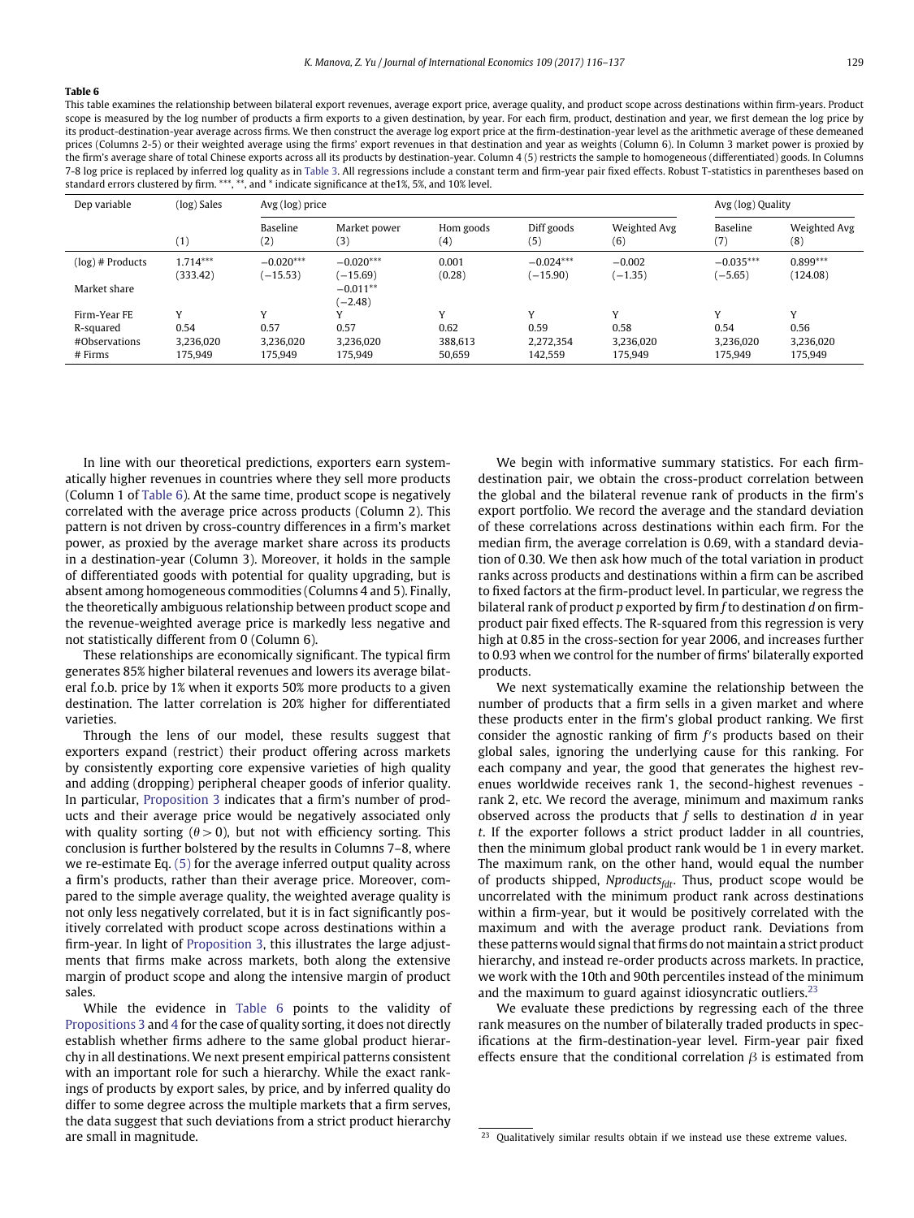**Table 6**

This table examines the relationship between bilateral export revenues, average export price, average quality, and product scope across destinations within firm-years. Product scope is measured by the log number of products a firm exports to a given destination, by year. For each firm, product, destination and year, we first demean the log price by its product-destination-year average across firms. We then construct the average log export price at the firm-destination-year level as the arithmetic average of these demeaned prices (Columns 2-5) or their weighted average using the firms' export revenues in that destination and year as weights (Column 6). In Column 3 market power is proxied by the firm's average share of total Chinese exports across all its products by destination-year. Column 4 (5) restricts the sample to homogeneous (differentiated) goods. In Columns 7-8 log price is replaced by inferred log quality as in Table 3. All regressions include a constant term and firm-year pair fixed effects. Robust T-statistics in parentheses based on standard errors clustered by firm. ***, **, and * indicate significance at the1%, 5%, and 10% level.

| Dep variable | (log) Sales | Avg (log) price | | | | | Avg (log) Quality | |
|---|---|---|---|---|---|---|---|---|
| | | Baseline | Market power | Hom goods | Diff goods | Weighted Avg | Baseline | Weighted Avg |
| | (1) | (2) | (3) | (4) | (5) | (6) | (7) | (8) |
| (log) # Products | 1.714*** | −0.020*** | −0.020*** | 0.001 | −0.024*** | −0.002 | −0.035*** | 0.899*** |
| | (333.42) | (−15.53) | (−15.69) | (0.28) | (−15.90) | (−1.35) | (−5.65) | (124.08) |
| Market share | | | −0.011** | | | | | |
| | | | (−2.48) | | | | | |
| Firm-Year FE | Y | Y | Y | Y | Y | Y | Y | Y |
| R-squared | 0.54 | 0.57 | 0.57 | 0.62 | 0.59 | 0.58 | 0.54 | 0.56 |
| #Observations | 3,236,020 | 3,236,020 | 3,236,020 | 388,613 | 2,272,354 | 3,236,020 | 3,236,020 | 3,236,020 |
| # Firms | 175,949 | 175,949 | 175,949 | 50,659 | 142,559 | 175,949 | 175,949 | 175,949 |

In line with our theoretical predictions, exporters earn systematically higher revenues in countries where they sell more products (Column 1 of Table 6). At the same time, product scope is negatively correlated with the average price across products (Column 2). This pattern is not driven by cross-country differences in a firm's market power, as proxied by the average market share across its products in a destination-year (Column 3). Moreover, it holds in the sample of differentiated goods with potential for quality upgrading, but is absent among homogeneous commodities (Columns 4 and 5). Finally, the theoretically ambiguous relationship between product scope and the revenue-weighted average price is markedly less negative and not statistically different from 0 (Column 6).

These relationships are economically significant. The typical firm generates 85% higher bilateral revenues and lowers its average bilateral f.o.b. price by 1% when it exports 50% more products to a given destination. The latter correlation is 20% higher for differentiated varieties.

Through the lens of our model, these results suggest that exporters expand (restrict) their product offering across markets by consistently exporting core expensive varieties of high quality and adding (dropping) peripheral cheaper goods of inferior quality. In particular, Proposition 3 indicates that a firm's number of products and their average price would be negatively associated only with quality sorting ($\theta > 0$), but not with efficiency sorting. This conclusion is further bolstered by the results in Columns 7–8, where we re-estimate Eq. (5) for the average inferred output quality across a firm's products, rather than their average price. Moreover, compared to the simple average quality, the weighted average quality is not only less negatively correlated, but it is in fact significantly positively correlated with product scope across destinations within a firm-year. In light of Proposition 3, this illustrates the large adjustments that firms make across markets, both along the extensive margin of product scope and along the intensive margin of product sales.

While the evidence in Table 6 points to the validity of Propositions 3 and 4 for the case of quality sorting, it does not directly establish whether firms adhere to the same global product hierarchy in all destinations. We next present empirical patterns consistent with an important role for such a hierarchy. While the exact rankings of products by export sales, by price, and by inferred quality do differ to some degree across the multiple markets that a firm serves, the data suggest that such deviations from a strict product hierarchy are small in magnitude.

We begin with informative summary statistics. For each firm-destination pair, we obtain the cross-product correlation between the global and the bilateral revenue rank of products in the firm's export portfolio. We record the average and the standard deviation of these correlations across destinations within each firm. For the median firm, the average correlation is 0.69, with a standard deviation of 0.30. We then ask how much of the total variation in product ranks across products and destinations within a firm can be ascribed to fixed factors at the firm-product level. In particular, we regress the bilateral rank of product $p$ exported by firm $f$ to destination $d$ on firm-product pair fixed effects. The R-squared from this regression is very high at 0.85 in the cross-section for year 2006, and increases further to 0.93 when we control for the number of firms' bilaterally exported products.

We next systematically examine the relationship between the number of products that a firm sells in a given market and where these products enter in the firm's global product ranking. We first consider the agnostic ranking of firm $f$'s products based on their global sales, ignoring the underlying cause for this ranking. For each company and year, the good that generates the highest revenues worldwide receives rank 1, the second-highest revenues - rank 2, etc. We record the average, minimum and maximum ranks observed across the products that $f$ sells to destination $d$ in year $t$. If the exporter follows a strict product ladder in all countries, then the minimum global product rank would be 1 in every market. The maximum rank, on the other hand, would equal the number of products shipped, $Nproducts_{fdt}$. Thus, product scope would be uncorrelated with the minimum product rank across destinations within a firm-year, but it would be positively correlated with the maximum and with the average product rank. Deviations from these patterns would signal that firms do not maintain a strict product hierarchy, and instead re-order products across markets. In practice, we work with the 10th and 90th percentiles instead of the minimum and the maximum to guard against idiosyncratic outliers.[23]

We evaluate these predictions by regressing each of the three rank measures on the number of bilaterally traded products in specifications at the firm-destination-year level. Firm-year pair fixed effects ensure that the conditional correlation $\beta$ is estimated from

[23] Qualitatively similar results obtain if we instead use these extreme values.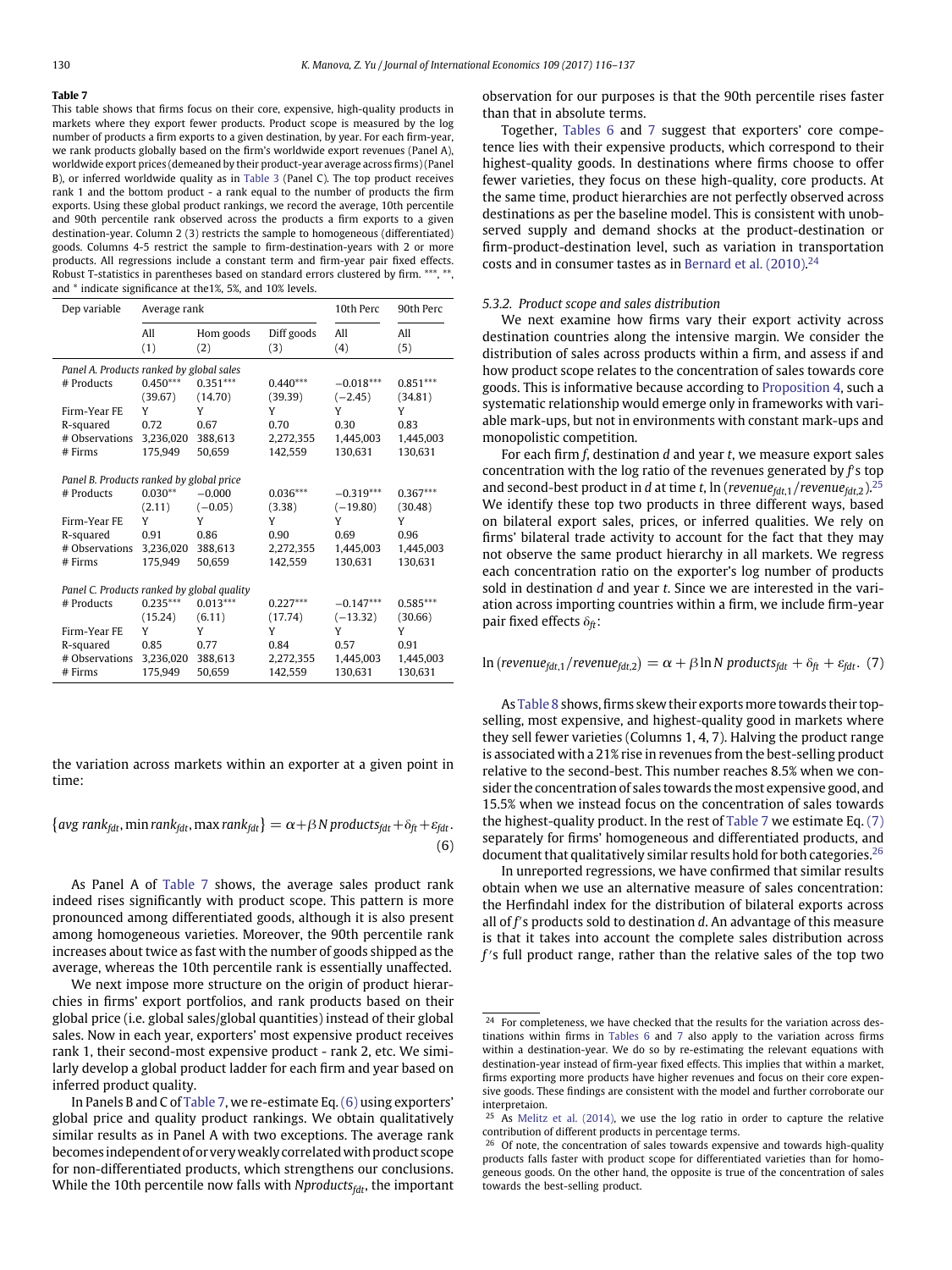**Table 7**

This table shows that firms focus on their core, expensive, high-quality products in markets where they export fewer products. Product scope is measured by the log number of products a firm exports to a given destination, by year. For each firm-year, we rank products globally based on the firm's worldwide export revenues (Panel A), worldwide export prices (demeaned by their product-year average across firms) (Panel B), or inferred worldwide quality as in Table 3 (Panel C). The top product receives rank 1 and the bottom product - a rank equal to the number of products the firm exports. Using these global product rankings, we record the average, 10th percentile and 90th percentile rank observed across the products a firm exports to a given destination-year. Column 2 (3) restricts the sample to homogenous (differentiated) goods. Columns 4-5 restrict the sample to firm-destination-years with 2 or more products. All regressions include a constant term and firm-year pair fixed effects. Robust T-statistics in parentheses based on standard errors clustered by firm. \*\*\*, \*\*, and \* indicate significance at the1%, 5%, and 10% levels.

| Dep variable | Average rank | | | 10th Perc | 90th Perc |
|---|---|---|---|---|---|
| | All | Hom goods | Diff goods | All | All |
| | (1) | (2) | (3) | (4) | (5) |
| *Panel A. Products ranked by global sales* | | | | | |
| # Products | 0.450\*\*\* | 0.351\*\*\* | 0.440\*\*\* | −0.018\*\*\* | 0.851\*\*\* |
| | (39.67) | (14.70) | (39.39) | (−2.45) | (34.81) |
| Firm-Year FE | Y | Y | Y | Y | Y |
| R-squared | 0.72 | 0.67 | 0.70 | 0.30 | 0.83 |
| # Observations | 3,236,020 | 388,613 | 2,272,355 | 1,445,003 | 1,445,003 |
| # Firms | 175,949 | 50,659 | 142,559 | 130,631 | 130,631 |
| *Panel B. Products ranked by global price* | | | | | |
| # Products | 0.030\*\* | −0.000 | 0.036\*\*\* | −0.319\*\*\* | 0.367\*\*\* |
| | (2.11) | (−0.05) | (3.38) | (−19.80) | (30.48) |
| Firm-Year FE | Y | Y | Y | Y | Y |
| R-squared | 0.91 | 0.86 | 0.90 | 0.69 | 0.96 |
| # Observations | 3,236,020 | 388,613 | 2,272,355 | 1,445,003 | 1,445,003 |
| # Firms | 175,949 | 50,659 | 142,559 | 130,631 | 130,631 |
| *Panel C. Products ranked by global quality* | | | | | |
| # Products | 0.235\*\*\* | 0.013\*\*\* | 0.227\*\*\* | −0.147\*\*\* | 0.585\*\*\* |
| | (15.24) | (6.11) | (17.74) | (−13.32) | (30.66) |
| Firm-Year FE | Y | Y | Y | Y | Y |
| R-squared | 0.85 | 0.77 | 0.84 | 0.57 | 0.91 |
| # Observations | 3,236,020 | 388,613 | 2,272,355 | 1,445,003 | 1,445,003 |
| # Firms | 175,949 | 50,659 | 142,559 | 130,631 | 130,631 |

the variation across markets within an exporter at a given point in time:

$$\{avg\ rank_{fdt}, \min rank_{fdt}, \max rank_{fdt}\} = \alpha + \beta N\, products_{fdt} + \delta_{ft} + \varepsilon_{fdt}. \quad (6)$$

As Panel A of Table 7 shows, the average sales product rank indeed rises significantly with product scope. This pattern is more pronounced among differentiated goods, although it is also present among homogeneous varieties. Moreover, the 90th percentile rank increases about twice as fast with the number of goods shipped as the average, whereas the 10th percentile rank is essentially unaffected.

We next impose more structure on the origin of product hierarchies in firms' export portfolios, and rank products based on their global price (i.e. global sales/global quantities) instead of their global sales. Now in each year, exporters' most expensive product receives rank 1, their second-most expensive product - rank 2, etc. We similarly develop a global product ladder for each firm and year based on inferred product quality.

In Panels B and C of Table 7, we re-estimate Eq. (6) using exporters' global price and quality product rankings. We obtain qualitatively similar results as in Panel A with two exceptions. The average rank becomes independent of or very weakly correlated with product scope for non-differentiated products, which strengthens our conclusions. While the 10th percentile now falls with $Nproducts_{fdt}$, the important observation for our purposes is that the 90th percentile rises faster than that in absolute terms.

Together, Tables 6 and 7 suggest that exporters' core competence lies with their expensive products, which correspond to their highest-quality goods. In destinations where firms choose to offer fewer varieties, they focus on these high-quality, core products. At the same time, product hierarchies are not perfectly observed across destinations as per the baseline model. This is consistent with unobserved supply and demand shocks at the product-destination or firm-product-destination level, such as variation in transportation costs and in consumer tastes as in Bernard et al. (2010).[24]

### 5.3.2. Product scope and sales distribution

We next examine how firms vary their export activity across destination countries along the intensive margin. We consider the distribution of sales across products within a firm, and assess if and how product scope relates to the concentration of sales towards core goods. This is informative because according to Proposition 4, such a systematic relationship would emerge only in frameworks with variable mark-ups, but not in environments with constant mark-ups and monopolistic competition.

For each firm $f$, destination $d$ and year $t$, we measure export sales concentration with the log ratio of the revenues generated by $f$'s top and second-best product in $d$ at time $t$, $\ln(revenue_{fdt,1}/revenue_{fdt,2})$.[25] We identify these top two products in three different ways, based on bilateral export sales, prices, or inferred qualities. We rely on firms' bilateral trade activity to account for the fact that they may not observe the same product hierarchy in all markets. We regress each concentration ratio on the exporter's log number of products sold in destination $d$ and year $t$. Since we are interested in the variation across importing countries within a firm, we include firm-year pair fixed effects $\delta_{ft}$:

$$\ln(revenue_{fdt,1}/revenue_{fdt,2}) = \alpha + \beta \ln N\, products_{fdt} + \delta_{ft} + \varepsilon_{fdt}. \quad (7)$$

As Table 8 shows, firms skew their exports more towards their top-selling, most expensive, and highest-quality good in markets where they sell fewer varieties (Columns 1, 4, 7). Halving the product range is associated with a 21% rise in revenues from the best-selling product relative to the second-best. This number reaches 8.5% when we consider the concentration of sales towards the most expensive good, and 15.5% when we instead focus on the concentration of sales towards the highest-quality product. In the rest of Table 7 we estimate Eq. (7) separately for firms' homogeneous and differentiated products, and document that qualitatively similar results hold for both categories.[26]

In unreported regressions, we have confirmed that similar results obtain when we use an alternative measure of sales concentration: the Herfindahl index for the distribution of bilateral exports across all of $f$'s products sold to destination $d$. An advantage of this measure is that it takes into account the complete sales distribution across $f$'s full product range, rather than the relative sales of the top two

[24] For completeness, we have checked that the results for the variation across destinations within firms in Tables 6 and 7 also apply to the variation across firms within a destination-year. We do so by re-estimating the relevant equations with destination-year instead of firm-year fixed effects. This implies that within a market, firms exporting more products have higher revenues and focus on their core expensive goods. These findings are consistent with the model and further corroborate our interpretaion.

[25] As Melitz et al. (2014), we use the log ratio in order to capture the relative contribution of different products in percentage terms.

[26] Of note, the concentration of sales towards expensive and towards high-quality products falls faster with product scope for differentiated varieties than for homogeneous goods. On the other hand, the opposite is true of the concentration of sales towards the best-selling product.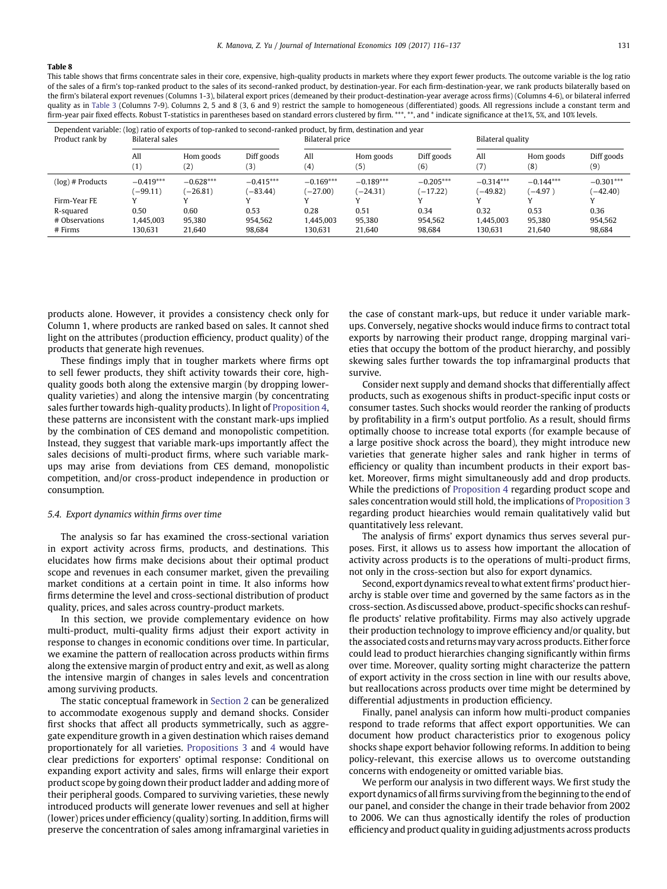**Table 8**

This table shows that firms concentrate sales in their core, expensive, high-quality products in markets where they export fewer products. The outcome variable is the log ratio of the sales of a firm's top-ranked product to the sales of its second-ranked product, by destination-year. For each firm-destination-year, we rank products bilaterally based on the firm's bilateral export revenues (Columns 1-3), bilateral export prices (demeaned by their product-destination-year average across firms) (Columns 4-6), or bilateral inferred quality as in Table 3 (Columns 7-9). Columns 2, 5 and 8 (3, 6 and 9) restrict the sample to homogeneous (differentiated) goods. All regressions include a constant term and firm-year pair fixed effects. Robust T-statistics in parentheses based on standard errors clustered by firm. ***, **, and * indicate significance at the1%, 5%, and 10% levels.

| Dependent variable: (log) ratio of exports of top-ranked to second-ranked product, by firm, destination and year | | | | | | | | | |
|---|---|---|---|---|---|---|---|---|---|
| Product rank by | Bilateral sales | | | Bilateral price | | | Bilateral quality | | |
| | All (1) | Hom goods (2) | Diff goods (3) | All (4) | Hom goods (5) | Diff goods (6) | All (7) | Hom goods (8) | Diff goods (9) |
| (log) # Products | −0.419*** (−99.11) | −0.628*** (−26.81) | −0.415*** (−83.44) | −0.169*** (−27.00) | −0.189*** (−24.31) | −0.205*** (−17.22) | −0.314*** (−49.82) | −0.144*** (−4.97 ) | −0.301*** (−42.40) |
| Firm-Year FE | Y | Y | Y | Y | Y | Y | Y | Y | Y |
| R-squared | 0.50 | 0.60 | 0.53 | 0.28 | 0.51 | 0.34 | 0.32 | 0.53 | 0.36 |
| # Observations | 1,445,003 | 95,380 | 954,562 | 1,445,003 | 95,380 | 954,562 | 1,445,003 | 95,380 | 954,562 |
| # Firms | 130,631 | 21,640 | 98,684 | 130,631 | 21,640 | 98,684 | 130,631 | 21,640 | 98,684 |

products alone. However, it provides a consistency check only for Column 1, where products are ranked based on sales. It cannot shed light on the attributes (production efficiency, product quality) of the products that generate high revenues.

These findings imply that in tougher markets where firms opt to sell fewer products, they shift activity towards their core, high-quality goods both along the extensive margin (by dropping lower-quality varieties) and along the intensive margin (by concentrating sales further towards high-quality products). In light of Proposition 4, these patterns are inconsistent with the constant mark-ups implied by the combination of CES demand and monopolistic competition. Instead, they suggest that variable mark-ups importantly affect the sales decisions of multi-product firms, where such variable mark-ups may arise from deviations from CES demand, monopolistic competition, and/or cross-product independence in production or consumption.

### 5.4. Export dynamics within firms over time

The analysis so far has examined the cross-sectional variation in export activity across firms, products, and destinations. This elucidates how firms make decisions about their optimal product scope and revenues in each consumer market, given the prevailing market conditions at a certain point in time. It also informs how firms determine the level and cross-sectional distribution of product quality, prices, and sales across country-product markets.

In this section, we provide complementary evidence on how multi-product, multi-quality firms adjust their export activity in response to changes in economic conditions over time. In particular, we examine the pattern of reallocation across products within firms along the extensive margin of product entry and exit, as well as along the intensive margin of changes in sales levels and concentration among surviving products.

The static conceptual framework in Section 2 can be generalized to accommodate exogenous supply and demand shocks. Consider first shocks that affect all products symmetrically, such as aggregate expenditure growth in a given destination which raises demand proportionately for all varieties. Propositions 3 and 4 would have clear predictions for exporters' optimal response: Conditional on expanding export activity and sales, firms will enlarge their export product scope by going down their product ladder and adding more of their peripheral goods. Compared to surviving varieties, these newly introduced products will generate lower revenues and sell at higher (lower) prices under efficiency (quality) sorting. In addition, firms will preserve the concentration of sales among inframarginal varieties in the case of constant mark-ups, but reduce it under variable mark-ups. Conversely, negative shocks would induce firms to contract total exports by narrowing their product range, dropping marginal varieties that occupy the bottom of the product hierarchy, and possibly skewing sales further towards the top inframarginal products that survive.

Consider next supply and demand shocks that differentially affect products, such as exogenous shifts in product-specific input costs or consumer tastes. Such shocks would reorder the ranking of products by profitability in a firm's output portfolio. As a result, should firms optimally choose to increase total exports (for example because of a large positive shock across the board), they might introduce new varieties that generate higher sales and rank higher in terms of efficiency or quality than incumbent products in their export basket. Moreover, firms might simultaneously add and drop products. While the predictions of Proposition 4 regarding product scope and sales concentration would still hold, the implications of Proposition 3 regarding product hiearchies would remain qualitatively valid but quantitatively less relevant.

The analysis of firms' export dynamics thus serves several purposes. First, it allows us to assess how important the allocation of activity across products is to the operations of multi-product firms, not only in the cross-section but also for export dynamics.

Second, export dynamics reveal to what extent firms' product hierarchy is stable over time and governed by the same factors as in the cross-section. As discussed above, product-specific shocks can reshuffle products' relative profitability. Firms may also actively upgrade their production technology to improve efficiency and/or quality, but the associated costs and returns may vary across products. Either force could lead to product hierarchies changing significantly within firms over time. Moreover, quality sorting might characterize the pattern of export activity in the cross section in line with our results above, but reallocations across products over time might be determined by differential adjustments in production efficiency.

Finally, panel analysis can inform how multi-product companies respond to trade reforms that affect export opportunities. We can document how product characteristics prior to exogenous policy shocks shape export behavior following reforms. In addition to being policy-relevant, this exercise allows us to overcome outstanding concerns with endogeneity or omitted variable bias.

We perform our analysis in two different ways. We first study the export dynamics of all firms surviving from the beginning to the end of our panel, and consider the change in their trade behavior from 2002 to 2006. We can thus agnostically identify the roles of production efficiency and product quality in guiding adjustments across products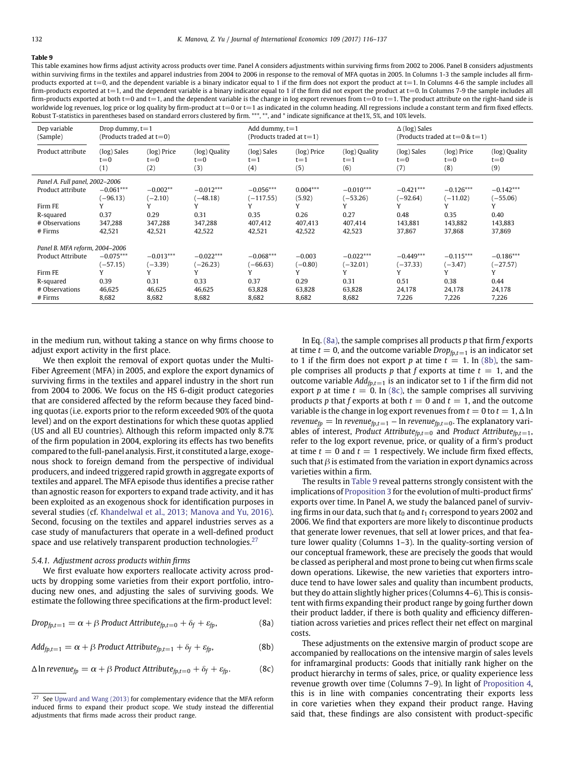**Table 9**

This table examines how firms adjust activity across products over time. Panel A considers adjustments within surviving firms from 2002 to 2006. Panel B considers adjustments within surviving firms in the textiles and apparel industries from 2004 to 2006 in response to the removal of MFA quotas in 2005. In Columns 1-3 the sample includes all firm-products exported at t=0, and the dependent variable is a binary indicator equal to 1 if the firm does not export the product at t=1. In Columns 4-6 the sample includes all firm-products exported at t=1, and the dependent variable is a binary indicator equal to 1 if the firm did not export the product at t=0. In Columns 7-9 the sample includes all firm-products exported at both t=0 and t=1, and the dependent variable is the change in log export revenues from t=0 to t=1. The product attribute on the right-hand side is worldwide log revenues, log price or log quality by firm-product at t=0 or t=1 as indicated in the column heading. All regressions include a constant term and firm fixed effects. Robust T-statistics in parentheses based on standard errors clustered by firm. ***, **, and * indicate significance at the1%, 5%, and 10% levels.

| Dep variable (Sample) | Drop dummy, t=1 (Products traded at t=0) | | | Add dummy, t=1 (Products traded at t=1) | | | Δ (log) Sales (Products traded at t=0 & t=1) | | |
|---|---|---|---|---|---|---|---|---|---|
| Product attribute | (log) Sales t=0 (1) | (log) Price t=0 (2) | (log) Quality t=0 (3) | (log) Sales t=1 (4) | (log) Price t=1 (5) | (log) Quality t=1 (6) | (log) Sales t=0 (7) | (log) Price t=0 (8) | (log) Quality t=0 (9) |
| *Panel A. Full panel, 2002–2006* | | | | | | | | | |
| Product attribute | −0.061*** | −0.002** | −0.012*** | −0.056*** | 0.004*** | −0.010*** | −0.421*** | −0.126*** | −0.142*** |
| | (−96.13) | (−2.10) | (−48.18) | (−117.55) | (5.92) | (−53.26) | (−92.64) | (−11.02) | (−55.06) |
| Firm FE | Y | Y | Y | Y | Y | Y | Y | Y | Y |
| R-squared | 0.37 | 0.29 | 0.31 | 0.35 | 0.26 | 0.27 | 0.48 | 0.35 | 0.40 |
| # Observations | 347,288 | 347,288 | 347,288 | 407,412 | 407,413 | 407,414 | 143,881 | 143,882 | 143,883 |
| # Firms | 42,521 | 42,521 | 42,522 | 42,521 | 42,522 | 42,523 | 37,867 | 37,868 | 37,869 |
| *Panel B. MFA reform, 2004–2006* | | | | | | | | | |
| Product Attribute | −0.075*** | −0.013*** | −0.022*** | −0.068*** | −0.003 | −0.022*** | −0.449*** | −0.115*** | −0.186*** |
| | (−57.15) | (−3.39) | (−26.23) | (−66.63) | (−0.80) | (−32.01) | (−37.33) | (−3.47) | (−27.57) |
| Firm FE | Y | Y | Y | Y | Y | Y | Y | Y | Y |
| R-squared | 0.39 | 0.31 | 0.33 | 0.37 | 0.29 | 0.31 | 0.51 | 0.38 | 0.44 |
| # Observations | 46,625 | 46,625 | 46,625 | 63,828 | 63,828 | 63,828 | 24,178 | 24,178 | 24,178 |
| # Firms | 8,682 | 8,682 | 8,682 | 8,682 | 8,682 | 8,682 | 7,226 | 7,226 | 7,226 |

in the medium run, without taking a stance on why firms choose to adjust export activity in the first place.

We then exploit the removal of export quotas under the Multi-Fiber Agreement (MFA) in 2005, and explore the export dynamics of surviving firms in the textiles and apparel industry in the short run from 2004 to 2006. We focus on the HS 6-digit product categories that are considered affected by the reform because they faced binding quotas (i.e. exports prior to the reform exceeded 90% of the quota level) and on the export destinations for which these quotas applied (US and all EU countries). Although this reform impacted only 8.7% of the firm population in 2004, exploring its effects has two benefits compared to the full-panel analysis. First, it constituted a large, exogenous shock to foreign demand from the perspective of individual producers, and indeed triggered rapid growth in aggregate exports of textiles and apparel. The MFA episode thus identifies a precise rather than agnostic reason for exporters to expand trade activity, and it has been exploited as an exogenous shock for identification purposes in several studies (cf. Khandelwal et al., 2013; Manova and Yu, 2016). Second, focusing on the textiles and apparel industries serves as a case study of manufacturers that operate in a well-defined product space and use relatively transparent production technologies.[27]

#### 5.4.1. Adjustment across products within firms

We first evaluate how exporters reallocate activity across products by dropping some varieties from their export portfolio, introducing new ones, and adjusting the sales of surviving goods. We estimate the following three specifications at the firm-product level:

$$Drop_{fp,t=1} = \alpha + \beta \; Product\ Attribute_{fp,t=0} + \delta_f + \varepsilon_{fp}, \tag{8a}$$

$$Add_{fp,t=1} = \alpha + \beta \; Product\ Attribute_{fp,t=1} + \delta_f + \varepsilon_{fp}, \tag{8b}$$

$$\Delta \ln revenue_{fp} = \alpha + \beta \; Product\ Attribute_{fp,t=0} + \delta_f + \varepsilon_{fp}. \tag{8c}$$

In Eq. (8a), the sample comprises all products $p$ that firm $f$ exports at time $t = 0$, and the outcome variable $Drop_{fp,t=1}$ is an indicator set to 1 if the firm does not export $p$ at time $t = 1$. In (8b), the sample comprises all products $p$ that $f$ exports at time $t = 1$, and the outcome variable $Add_{fp,t=1}$ is an indicator set to 1 if the firm did not export $p$ at time $t = 0$. In (8c), the sample comprises all surviving products $p$ that $f$ exports at both $t = 0$ and $t = 1$, and the outcome variable is the change in log export revenues from $t = 0$ to $t = 1$, $\Delta \ln revenue_{fp} = \ln revenue_{fp,t=1} - \ln revenue_{fp,t=0}$. The explanatory variables of interest, $Product\ Attribute_{fp,t=0}$ and $Product\ Attribute_{fp,t=1}$, refer to the log export revenue, price, or quality of a firm's product at time $t = 0$ and $t = 1$ respectively. We include firm fixed effects, such that $\beta$ is estimated from the variation in export dynamics across varieties within a firm.

The results in Table 9 reveal patterns strongly consistent with the implications of Proposition 3 for the evolution of multi-product firms' exports over time. In Panel A, we study the balanced panel of surviving firms in our data, such that $t_0$ and $t_1$ correspond to years 2002 and 2006. We find that exporters are more likely to discontinue products that generate lower revenues, that sell at lower prices, and that feature lower quality (Columns 1–3). In the quality-sorting version of our conceptual framework, these are precisely the goods that would be classed as peripheral and most prone to being cut when firms scale down operations. Likewise, the new varieties that exporters introduce tend to have lower sales and quality than incumbent products, but they do attain slightly higher prices (Columns 4–6). This is consistent with firms expanding their product range by going further down their product ladder, if there is both quality and efficiency differentiation across varieties and prices reflect their net effect on marginal costs.

These adjustments on the extensive margin of product scope are accompanied by reallocations on the intensive margin of sales levels for inframarginal products: Goods that initially rank higher on the product hierarchy in terms of sales, price, or quality experience less revenue growth over time (Columns 7–9). In light of Proposition 4, this is in line with companies concentrating their exports less in core varieties when they expand their product range. Having said that, these findings are also consistent with product-specific

[27] See Upward and Wang (2013) for complementary evidence that the MFA reform induced firms to expand their product scope. We study instead the differential adjustments that firms made across their product range.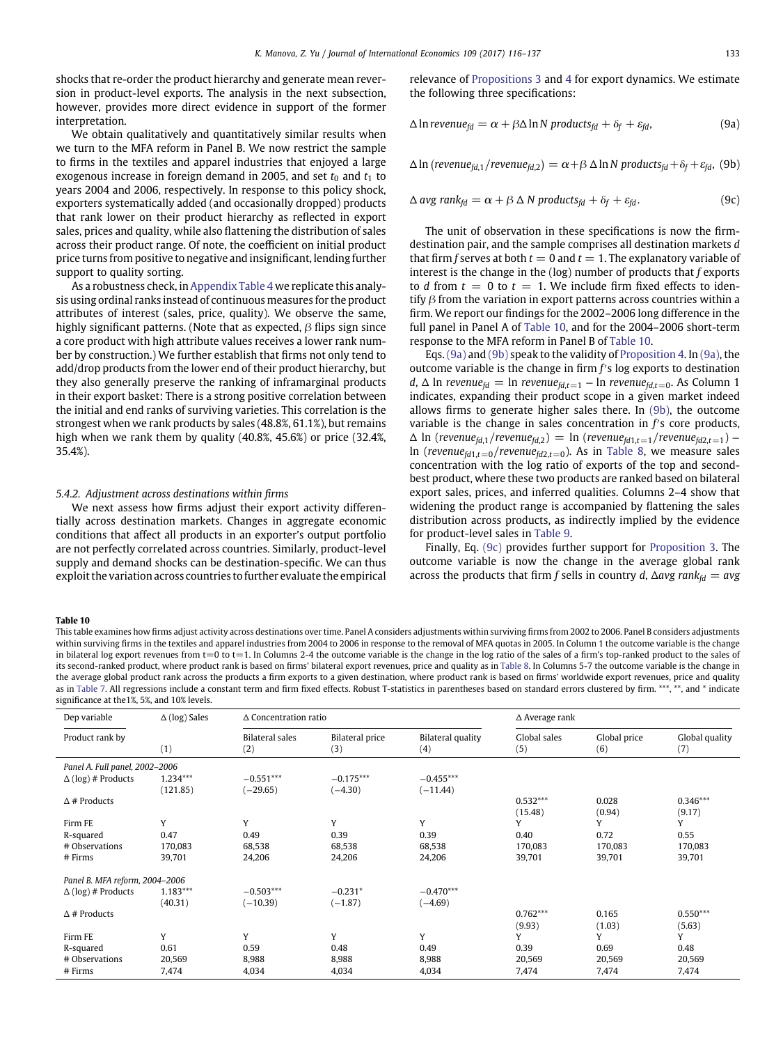shocks that re-order the product hierarchy and generate mean reversion in product-level exports. The analysis in the next subsection, however, provides more direct evidence in support of the former interpretation.

We obtain qualitatively and quantitatively similar results when we turn to the MFA reform in Panel B. We now restrict the sample to firms in the textiles and apparel industries that enjoyed a large exogenous increase in foreign demand in 2005, and set $t_0$ and $t_1$ to years 2004 and 2006, respectively. In response to this policy shock, exporters systematically added (and occasionally dropped) products that rank lower on their product hierarchy as reflected in export sales, prices and quality, while also flattening the distribution of sales across their product range. Of note, the coefficient on initial product price turns from positive to negative and insignificant, lending further support to quality sorting.

As a robustness check, in Appendix Table 4 we replicate this analysis using ordinal ranks instead of continuous measures for the product attributes of interest (sales, price, quality). We observe the same, highly significant patterns. (Note that as expected, $\beta$ flips sign since a core product with high attribute values receives a lower rank number by construction.) We further establish that firms not only tend to add/drop products from the lower end of their product hierarchy, but they also generally preserve the ranking of inframarginal products in their export basket: There is a strong positive correlation between the initial and end ranks of surviving varieties. This correlation is the strongest when we rank products by sales (48.8%, 61.1%), but remains high when we rank them by quality (40.8%, 45.6%) or price (32.4%, 35.4%).

### 5.4.2. Adjustment across destinations within firms

We next assess how firms adjust their export activity differentially across destination markets. Changes in aggregate economic conditions that affect all products in an exporter's output portfolio are not perfectly correlated across countries. Similarly, product-level supply and demand shocks can be destination-specific. We can thus exploit the variation across countries to further evaluate the empirical relevance of Propositions 3 and 4 for export dynamics. We estimate the following three specifications:

$$\Delta \ln revenue_{fd} = \alpha + \beta \Delta \ln N\ products_{fd} + \delta_f + \varepsilon_{fd}, \tag{9a}$$

$$\Delta \ln \left(revenue_{fd,1}/revenue_{fd,2}\right) = \alpha + \beta\, \Delta \ln N\ products_{fd} + \delta_f + \varepsilon_{fd}, \tag{9b}$$

$$\Delta\ avg\ rank_{fd} = \alpha + \beta\ \Delta\ N\ products_{fd} + \delta_f + \varepsilon_{fd}. \tag{9c}$$

The unit of observation in these specifications is now the firm-destination pair, and the sample comprises all destination markets $d$ that firm $f$ serves at both $t = 0$ and $t = 1$. The explanatory variable of interest is the change in the (log) number of products that $f$ exports to $d$ from $t = 0$ to $t = 1$. We include firm fixed effects to identify $\beta$ from the variation in export patterns across countries within a firm. We report our findings for the 2002–2006 long difference in the full panel in Panel A of Table 10, and for the 2004–2006 short-term response to the MFA reform in Panel B of Table 10.

Eqs. (9a) and (9b) speak to the validity of Proposition 4. In (9a), the outcome variable is the change in firm $f$'s log exports to destination $d$, $\Delta \ln revenue_{fd} = \ln revenue_{fd,t=1} - \ln revenue_{fd,t=0}$. As Column 1 indicates, expanding their product scope in a given market indeed allows firms to generate higher sales there. In (9b), the outcome variable is the change in sales concentration in $f$'s core products, $\Delta \ln (revenue_{fd,1}/revenue_{fd,2}) = \ln (revenue_{fd1,t=1}/revenue_{fd2,t=1}) - \ln (revenue_{fd1,t=0}/revenue_{fd2,t=0})$. As in Table 8, we measure sales concentration with the log ratio of exports of the top and second-best product, where these two products are ranked based on bilateral export sales, prices, and inferred qualities. Columns 2–4 show that widening the product range is accompanied by flattening the sales distribution across products, as indirectly implied by the evidence for product-level sales in Table 9.

Finally, Eq. (9c) provides further support for Proposition 3. The outcome variable is now the change in the average global rank across the products that firm $f$ sells in country $d$, $\Delta avg\ rank_{fd} = avg$

**Table 10**

This table examines how firms adjust activity across destinations over time. Panel A considers adjustments within surviving firms from 2002 to 2006. Panel B considers adjustments within surviving firms in the textiles and apparel industries from 2004 to 2006 in response to the removal of MFA quotas in 2005. In Column 1 the outcome variable is the change in bilateral log export revenues from t=0 to t=1. In Columns 2-4 the outcome variable is the change in the log ratio of the sales of a firm's top-ranked product to the sales of its second-ranked product, where product rank is based on firms' bilateral export revenues, price and quality as in Table 8. In Columns 5-7 the outcome variable is the change in the average global product rank across the products a firm exports to a given destination, where product rank is based on firms' worldwide export revenues, price and quality as in Table 7. All regressions include a constant term and firm fixed effects. Robust T-statistics in parentheses based on standard errors clustered by firm. ***, **, and * indicate significance at the1%, 5%, and 10% levels.

| Dep variable | Δ (log) Sales | Δ Concentration ratio | | | Δ Average rank | | |
|---|---|---|---|---|---|---|---|
| Product rank by | | Bilateral sales | Bilateral price | Bilateral quality | Global sales | Global price | Global quality |
| | (1) | (2) | (3) | (4) | (5) | (6) | (7) |
| *Panel A. Full panel, 2002–2006* | | | | | | | |
| Δ (log) # Products | 1.234*** | −0.551*** | −0.175*** | −0.455*** | | | |
| | (121.85) | (−29.65) | (−4.30) | (−11.44) | | | |
| Δ # Products | | | | | 0.532*** | 0.028 | 0.346*** |
| | | | | | (15.48) | (0.94) | (9.17) |
| Firm FE | Y | Y | Y | Y | Y | Y | Y |
| R-squared | 0.47 | 0.49 | 0.39 | 0.39 | 0.40 | 0.72 | 0.55 |
| # Observations | 170,083 | 68,538 | 68,538 | 68,538 | 170,083 | 170,083 | 170,083 |
| # Firms | 39,701 | 24,206 | 24,206 | 24,206 | 39,701 | 39,701 | 39,701 |
| *Panel B. MFA reform, 2004–2006* | | | | | | | |
| Δ (log) # Products | 1.183*** | −0.503*** | −0.231* | −0.470*** | | | |
| | (40.31) | (−10.39) | (−1.87) | (−4.69) | | | |
| Δ # Products | | | | | 0.762*** | 0.165 | 0.550*** |
| | | | | | (9.93) | (1.03) | (5.63) |
| Firm FE | Y | Y | Y | Y | Y | Y | Y |
| R-squared | 0.61 | 0.59 | 0.48 | 0.49 | 0.39 | 0.69 | 0.48 |
| # Observations | 20,569 | 8,988 | 8,988 | 8,988 | 20,569 | 20,569 | 20,569 |
| # Firms | 7,474 | 4,034 | 4,034 | 4,034 | 7,474 | 7,474 | 7,474 |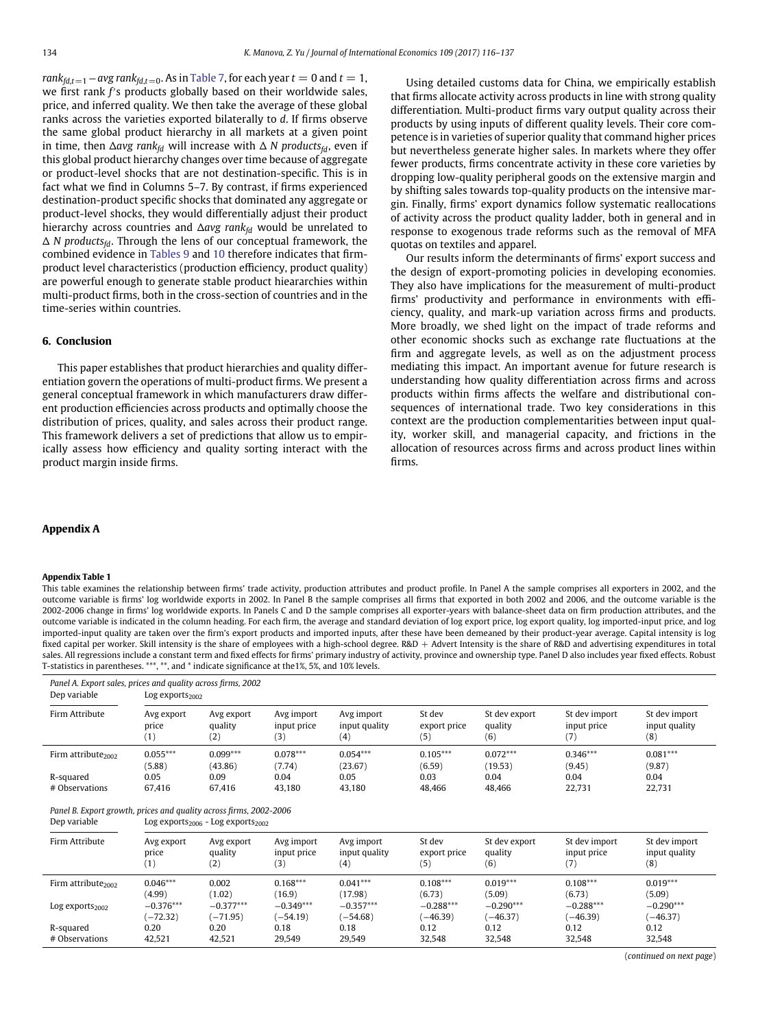$rank_{fd,t=1} - avg\ rank_{fd,t=0}$. As in Table 7, for each year $t = 0$ and $t = 1$, we first rank $f$'s products globally based on their worldwide sales, price, and inferred quality. We then take the average of these global ranks across the varieties exported bilaterally to $d$. If firms observe the same global product hierarchy in all markets at a given point in time, then $\Delta avg\ rank_{fd}$ will increase with $\Delta\ N\ products_{fd}$, even if this global product hierarchy changes over time because of aggregate or product-level shocks that are not destination-specific. This is in fact what we find in Columns 5–7. By contrast, if firms experienced destination-product specific shocks that dominated any aggregate or product-level shocks, they would differentially adjust their product hierarchy across countries and $\Delta avg\ rank_{fd}$ would be unrelated to $\Delta\ N\ products_{fd}$. Through the lens of our conceptual framework, the combined evidence in Tables 9 and 10 therefore indicates that firm-product level characteristics (production efficiency, product quality) are powerful enough to generate stable product hieararchies within multi-product firms, both in the cross-section of countries and in the time-series within countries.

## 6. Conclusion

This paper establishes that product hierarchies and quality differentiation govern the operations of multi-product firms. We present a general conceptual framework in which manufacturers draw different production efficiencies across products and optimally choose the distribution of prices, quality, and sales across their product range. This framework delivers a set of predictions that allow us to empirically assess how efficiency and quality sorting interact with the product margin inside firms.

Using detailed customs data for China, we empirically establish that firms allocate activity across products in line with strong quality differentiation. Multi-product firms vary output quality across their products by using inputs of different quality levels. Their core competence is in varieties of superior quality that command higher prices but nevertheless generate higher sales. In markets where they offer fewer products, firms concentrate activity in these core varieties by dropping low-quality peripheral goods on the extensive margin and by shifting sales towards top-quality products on the intensive margin. Finally, firms' export dynamics follow systematic reallocations of activity across the product quality ladder, both in general and in response to exogenous trade reforms such as the removal of MFA quotas on textiles and apparel.

Our results inform the determinants of firms' export success and the design of export-promoting policies in developing economies. They also have implications for the measurement of multi-product firms' productivity and performance in environments with efficiency, quality, and mark-up variation across firms and products. More broadly, we shed light on the impact of trade reforms and other economic shocks such as exchange rate fluctuations at the firm and aggregate levels, as well as on the adjustment process mediating this impact. An important avenue for future research is understanding how quality differentiation across firms and across products within firms affects the welfare and distributional consequences of international trade. Two key considerations in this context are the production complementarities between input quality, worker skill, and managerial capacity, and frictions in the allocation of resources across firms and across product lines within firms.

## Appendix A

**Appendix Table 1**

This table examines the relationship between firms' trade activity, production attributes and product profile. In Panel A the sample comprises all exporters in 2002, and the outcome variable is firms' log worldwide exports in 2002. In Panel B the sample comprises all firms that exported in both 2002 and 2006, and the outcome variable is the 2002-2006 change in firms' log worldwide exports. In Panels C and D the sample comprises all exporter-years with balance-sheet data on firm production attributes, and the outcome variable is indicated in the column heading. For each firm, the average and standard deviation of log export price, log export quality, log imported-input price, and log imported-input quality are taken over the firm's export products and imported inputs, after these have been demeaned by their product-year average. Capital intensity is log fixed capital per worker. Skill intensity is the share of employees with a high-school degree. R&D + Advert Intensity is the share of R&D and advertising expenditures in total sales. All regressions include a constant term and fixed effects for firms' primary industry of activity, province and ownership type. Panel D also includes year fixed effects. Robust T-statistics in parentheses. ***, **, and * indicate significance at the1%, 5%, and 10% levels.

*Panel A. Export sales, prices and quality across firms, 2002*

| Dep variable | Log exports$_{2002}$ | | | | | | | |
|---|---|---|---|---|---|---|---|---|
| Firm Attribute | Avg export price (1) | Avg export quality (2) | Avg import input price (3) | Avg import input quality (4) | St dev export price (5) | St dev export quality (6) | St dev import input price (7) | St dev import input quality (8) |
| Firm attribute$_{2002}$ | 0.055*** | 0.099*** | 0.078*** | 0.054*** | 0.105*** | 0.072*** | 0.346*** | 0.081*** |
| | (5.88) | (43.86) | (7.74) | (23.67) | (6.59) | (19.53) | (9.45) | (9.87) |
| R-squared | 0.05 | 0.09 | 0.04 | 0.05 | 0.03 | 0.04 | 0.04 | 0.04 |
| # Observations | 67,416 | 67,416 | 43,180 | 43,180 | 48,466 | 48,466 | 22,731 | 22,731 |

*Panel B. Export growth, prices and quality across firms, 2002-2006*

| Dep variable | Log exports$_{2006}$ - Log exports$_{2002}$ | | | | | | | |
|---|---|---|---|---|---|---|---|---|
| Firm Attribute | Avg export price (1) | Avg export quality (2) | Avg import input price (3) | Avg import input quality (4) | St dev export price (5) | St dev export quality (6) | St dev import input price (7) | St dev import input quality (8) |
| Firm attribute$_{2002}$ | 0.046*** | 0.002 | 0.168*** | 0.041*** | 0.108*** | 0.019*** | 0.108*** | 0.019*** |
| | (4.99) | (1.02) | (16.9) | (17.98) | (6.73) | (5.09) | (6.73) | (5.09) |
| Log exports$_{2002}$ | −0.376*** | −0.377*** | −0.349*** | −0.357*** | −0.288*** | −0.290*** | −0.288*** | −0.290*** |
| | (−72.32) | (−71.95) | (−54.19) | (−54.68) | (−46.39) | (−46.37) | (−46.39) | (−46.37) |
| R-squared | 0.20 | 0.20 | 0.18 | 0.18 | 0.12 | 0.12 | 0.12 | 0.12 |
| # Observations | 42,521 | 42,521 | 29,549 | 29,549 | 32,548 | 32,548 | 32,548 | 32,548 |

(*continued on next page*)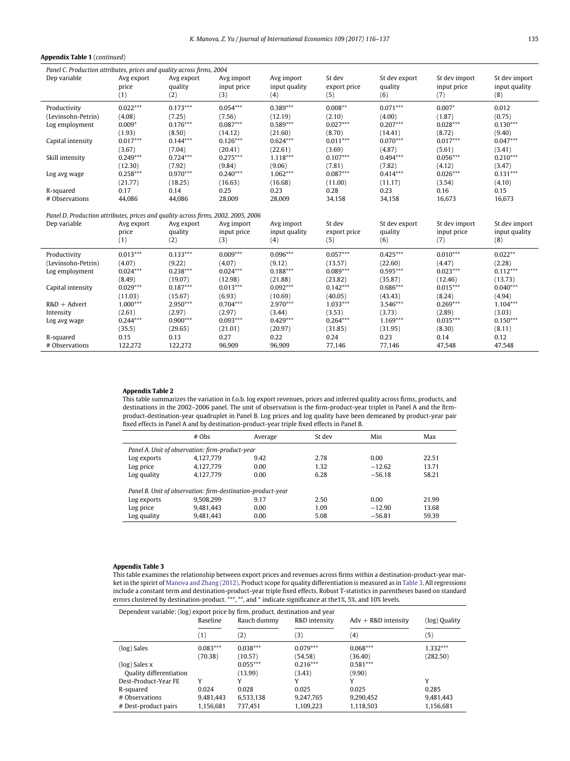**Appendix Table 1** (*continued*)

*Panel C. Production attributes, prices and quality across firms, 2004*

| Dep variable | Avg export price (1) | Avg export quality (2) | Avg import input price (3) | Avg import input quality (4) | St dev export price (5) | St dev export quality (6) | St dev import input price (7) | St dev import input quality (8) |
|---|---|---|---|---|---|---|---|---|
| Productivity | 0.022*** | 0.173*** | 0.054*** | 0.389*** | 0.008** | 0.071*** | 0.007* | 0.012 |
| (Levinsohn-Petrin) | (4.08) | (7.25) | (7.56) | (12.19) | (2.10) | (4.00) | (1.87) | (0.75) |
| Log employment | 0.009* | 0.176*** | 0.087*** | 0.589*** | 0.027*** | 0.207*** | 0.028*** | 0.130*** |
| | (1.93) | (8.50) | (14.12) | (21.60) | (8.70) | (14.41) | (8.72) | (9.40) |
| Capital intensity | 0.017*** | 0.144*** | 0.126*** | 0.624*** | 0.011*** | 0.070*** | 0.017*** | 0.047*** |
| | (3.67) | (7.04) | (20.41) | (22.61) | (3.69) | (4.87) | (5.61) | (3.41) |
| Skill intensity | 0.249*** | 0.724*** | 0.275*** | 1.118*** | 0.107*** | 0.494*** | 0.056*** | 0.210*** |
| | (12.30) | (7.92) | (9.84) | (9.06) | (7.81) | (7.82) | (4.12) | (3.47) |
| Log avg wage | 0.258*** | 0.970*** | 0.240*** | 1.062*** | 0.087*** | 0.414*** | 0.026*** | 0.131*** |
| | (21.77) | (18.25) | (16.63) | (16.68) | (11.00) | (11.17) | (3.54) | (4.10) |
| R-squared | 0.17 | 0.14 | 0.25 | 0.23 | 0.28 | 0.23 | 0.16 | 0.15 |
| # Observations | 44,086 | 44,086 | 28,009 | 28,009 | 34,158 | 34,158 | 16,673 | 16,673 |

*Panel D. Production attributes, prices and quality across firms, 2002, 2005, 2006*

| Dep variable | Avg export price (1) | Avg export quality (2) | Avg import input price (3) | Avg import input quality (4) | St dev export price (5) | St dev export quality (6) | St dev import input price (7) | St dev import input quality (8) |
|---|---|---|---|---|---|---|---|---|
| Productivity | 0.013*** | 0.133*** | 0.009*** | 0.096*** | 0.057*** | 0.425*** | 0.010*** | 0.022** |
| (Levinsohn-Petrin) | (4.07) | (9.22) | (4.07) | (9.12) | (13.57) | (22.60) | (4.47) | (2.28) |
| Log employment | 0.024*** | 0.238*** | 0.024*** | 0.188*** | 0.089*** | 0.595*** | 0.023*** | 0.112*** |
| | (8.49) | (19.07) | (12.98) | (21.88) | (23.82) | (35.87) | (12.46) | (13.73) |
| Capital intensity | 0.029*** | 0.187*** | 0.013*** | 0.092*** | 0.142*** | 0.686*** | 0.015*** | 0.040*** |
| | (11.03) | (15.67) | (6.93) | (10.69) | (40.05) | (43.43) | (8.24) | (4.94) |
| R&D + Advert | 1.000*** | 2.950*** | 0.704*** | 2.970*** | 1.033*** | 3.546*** | 0.269*** | 1.104*** |
| Intensity | (2.61) | (2.97) | (2.97) | (3.44) | (3.53) | (3.73) | (2.89) | (3.03) |
| Log avg wage | 0.244*** | 0.900*** | 0.093*** | 0.429*** | 0.264*** | 1.169*** | 0.035*** | 0.150*** |
| | (35.5) | (29.65) | (21.01) | (20.97) | (31.85) | (31.95) | (8.30) | (8.11) |
| R-squared | 0.15 | 0.13 | 0.27 | 0.22 | 0.24 | 0.23 | 0.14 | 0.12 |
| # Observations | 122,272 | 122,272 | 96,909 | 96,909 | 77,146 | 77,146 | 47,548 | 47,548 |

**Appendix Table 2**

This table summarizes the variation in f.o.b. log export revenues, prices and inferred quality across firms, products, and destinations in the 2002–2006 panel. The unit of observation is the firm-product-year triplet in Panel A and the firm-product-destination-year quadruplet in Panel B. Log prices and log quality have been demeaned by product-year pair fixed effects in Panel A and by destination-product-year triple fixed effects in Panel B.

| | # Obs | Average | St dev | Min | Max |
|---|---|---|---|---|---|
| *Panel A. Unit of observation: firm-product-year* | | | | | |
| Log exports | 4,127,779 | 9.42 | 2.78 | 0.00 | 22.51 |
| Log price | 4,127,779 | 0.00 | 1.32 | −12.62 | 13.71 |
| Log quality | 4,127,779 | 0.00 | 6.28 | −56.18 | 58.21 |
| *Panel B. Unit of observation: firm-destination-product-year* | | | | | |
| Log exports | 9,508,299 | 9.17 | 2.50 | 0.00 | 21.99 |
| Log price | 9,481,443 | 0.00 | 1.09 | −12.90 | 13.68 |
| Log quality | 9,481,443 | 0.00 | 5.08 | −56.81 | 59.39 |

**Appendix Table 3**

This table examines the relationship between export prices and revenues across firms within a destination-product-year market in the spirirt of Manova and Zhang (2012). Product scope for quality differentiation is measured as in Table 3. All regressions include a constant term and destination-product-year triple fixed effects. Robust T-statistics in parentheses based on standard errors clustered by destination-product. ***, **, and * indicate significance at the1%, 5%, and 10% levels.

| Dependent variable: (log) export price by firm, product, destination and year | Baseline | Rauch dummy | R&D intensity | Adv + R&D intensity | (log) Quality |
|---|---|---|---|---|---|
| | (1) | (2) | (3) | (4) | (5) |
| (log) Sales | 0.083*** | 0.038*** | 0.079*** | 0.068*** | 1.332*** |
| | (70.38) | (10.57) | (54.58) | (36.40) | (282.50) |
| (log) Sales x | | 0.055*** | 0.216*** | 0.581*** | |
| Quality differentiation | | (13.99) | (3.43) | (9.90) | |
| Dest-Product-Year FE | Y | Y | Y | Y | Y |
| R-squared | 0.024 | 0.028 | 0.025 | 0.025 | 0.285 |
| # Observations | 9,481,443 | 6,533,138 | 9,247,765 | 9,290,452 | 9,481,443 |
| # Dest-product pairs | 1,156,681 | 737,451 | 1,109,223 | 1,118,503 | 1,156,681 |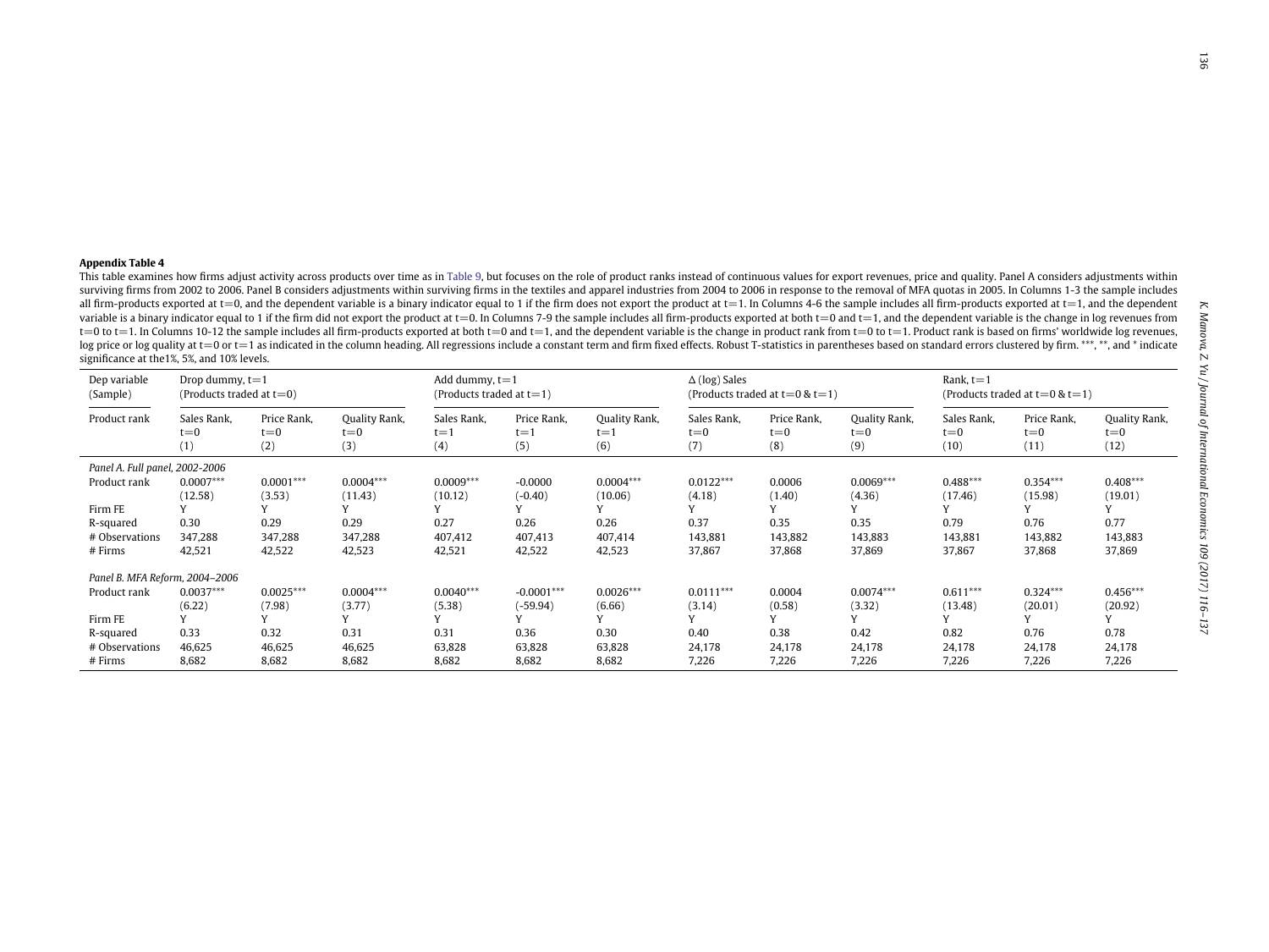**Appendix Table 4**

This table examines how firms adjust activity across products over time as in Table 9, but focuses on the role of product ranks instead of continuous values for export revenues, price and quality. Panel A considers adjustments within surviving firms from 2002 to 2006. Panel B considers adjustments within surviving firms in the textiles and apparel industries from 2004 to 2006 in response to the removal of MFA quotas in 2005. In Columns 1-3 the sample includes all firm-products exported at t=0, and the dependent variable is a binary indicator equal to 1 if the firm does not export the product at t=1. In Columns 4-6 the sample includes all firm-products exported at t=1, and the dependent variable is a binary indicator equal to 1 if the firm did not export the product at t=0. In Columns 7-9 the sample includes all firm-products exported at both t=0 and t=1, and the dependent variable is the change in log revenues from t=0 to t=1. In Columns 10-12 the sample includes all firm-products exported at both t=0 and t=1, and the dependent variable is the change in product rank from t=0 to t=1. Product rank is based on firms' worldwide log revenues, log price or log quality at t=0 or t=1 as indicated in the column heading. All regressions include a constant term and firm fixed effects. Robust T-statistics in parentheses based on standard errors clustered by firm. \*\*\*, \*\*, and \* indicate significance at the1%, 5%, and 10% levels.

| Dep variable (Sample) | Drop dummy, t=1 (Products traded at t=0) | | | Add dummy, t=1 (Products traded at t=1) | | | Δ (log) Sales (Products traded at t=0 & t=1) | | | Rank, t=1 (Products traded at t=0 & t=1) | | |
|---|---|---|---|---|---|---|---|---|---|---|---|---|
| Product rank | Sales Rank, t=0 | Price Rank, t=0 | Quality Rank, t=0 | Sales Rank, t=1 | Price Rank, t=1 | Quality Rank, t=1 | Sales Rank, t=0 | Price Rank, t=0 | Quality Rank, t=0 | Sales Rank, t=0 | Price Rank, t=0 | Quality Rank, t=0 |
| | (1) | (2) | (3) | (4) | (5) | (6) | (7) | (8) | (9) | (10) | (11) | (12) |
| *Panel A. Full panel, 2002-2006* | | | | | | | | | | | | |
| Product rank | 0.0007\*\*\* | 0.0001\*\*\* | 0.0004\*\*\* | 0.0009\*\*\* | -0.0000 | 0.0004\*\*\* | 0.0122\*\*\* | 0.0006 | 0.0069\*\*\* | 0.488\*\*\* | 0.354\*\*\* | 0.408\*\*\* |
| | (12.58) | (3.53) | (11.43) | (10.12) | (-0.40) | (10.06) | (4.18) | (1.40) | (4.36) | (17.46) | (15.98) | (19.01) |
| Firm FE | Y | Y | Y | Y | Y | Y | Y | Y | Y | Y | Y | Y |
| R-squared | 0.30 | 0.29 | 0.29 | 0.27 | 0.26 | 0.26 | 0.37 | 0.35 | 0.35 | 0.79 | 0.76 | 0.77 |
| # Observations | 347,288 | 347,288 | 347,288 | 407,412 | 407,413 | 407,414 | 143,881 | 143,882 | 143,883 | 143,881 | 143,882 | 143,883 |
| # Firms | 42,521 | 42,522 | 42,523 | 42,521 | 42,522 | 42,523 | 37,867 | 37,868 | 37,869 | 37,867 | 37,868 | 37,869 |
| *Panel B. MFA Reform, 2004–2006* | | | | | | | | | | | | |
| Product rank | 0.0037\*\*\* | 0.0025\*\*\* | 0.0004\*\*\* | 0.0040\*\*\* | -0.0001\*\*\* | 0.0026\*\*\* | 0.0111\*\*\* | 0.0004 | 0.0074\*\*\* | 0.611\*\*\* | 0.324\*\*\* | 0.456\*\*\* |
| | (6.22) | (7.98) | (3.77) | (5.38) | (-59.94) | (6.66) | (3.14) | (0.58) | (3.32) | (13.48) | (20.01) | (20.92) |
| Firm FE | Y | Y | Y | Y | Y | Y | Y | Y | Y | Y | Y | Y |
| R-squared | 0.33 | 0.32 | 0.31 | 0.31 | 0.36 | 0.30 | 0.40 | 0.38 | 0.42 | 0.82 | 0.76 | 0.78 |
| # Observations | 46,625 | 46,625 | 46,625 | 63,828 | 63,828 | 63,828 | 24,178 | 24,178 | 24,178 | 24,178 | 24,178 | 24,178 |
| # Firms | 8,682 | 8,682 | 8,682 | 8,682 | 8,682 | 8,682 | 7,226 | 7,226 | 7,226 | 7,226 | 7,226 | 7,226 |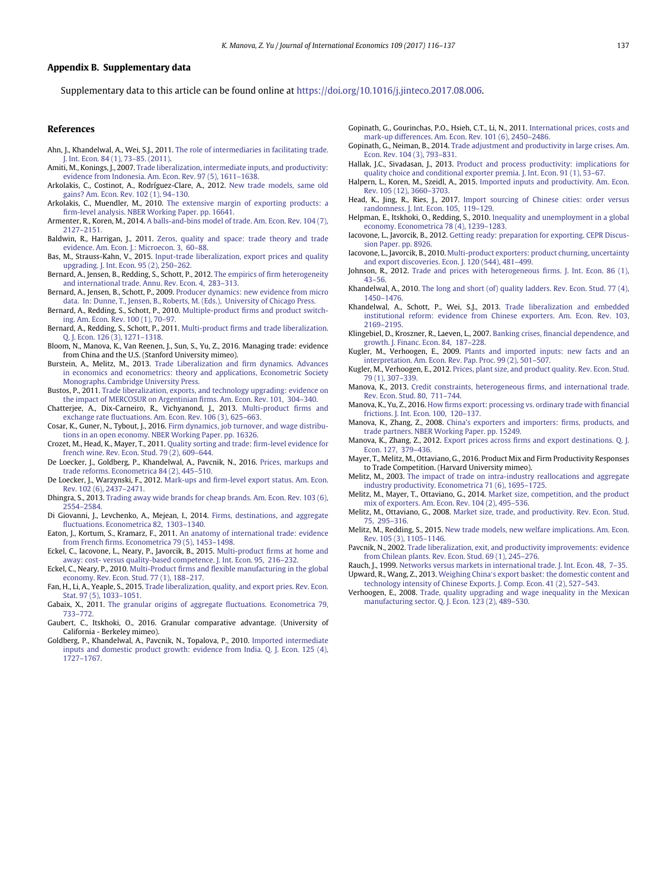## Appendix B. Supplementary data

Supplementary data to this article can be found online at https://doi.org/10.1016/j.jinteco.2017.08.006.

## References

Ahn, J., Khandelwal, A., Wei, S.J., 2011. The role of intermediaries in facilitating trade. J. Int. Econ. 84 (1), 73–85. (2011).

Amiti, M., Konings, J., 2007. Trade liberalization, intermediate inputs, and productivity: evidence from Indonesia. Am. Econ. Rev. 97 (5), 1611–1638.

Arkolakis, C., Costinot, A., Rodríguez-Clare, A., 2012. New trade models, same old gains? Am. Econ. Rev. 102 (1), 94–130.

Arkolakis, C., Muendler, M., 2010. The extensive margin of exporting products: a firm-level analysis. NBER Working Paper. pp. 16641.

Armenter, R., Koren, M., 2014. A balls-and-bins model of trade. Am. Econ. Rev. 104 (7), 2127–2151.

Baldwin, R., Harrigan, J., 2011. Zeros, quality and space: trade theory and trade evidence. Am. Econ. J.: Microecon. 3, 60–88.

Bas, M., Strauss-Kahn, V., 2015. Input-trade liberalization, export prices and quality upgrading. J. Int. Econ. 95 (2), 250–262.

Bernard, A., Jensen, B., Redding, S., Schott, P., 2012. The empirics of firm heterogeneity and international trade. Annu. Rev. Econ. 4, 283–313.

Bernard, A., Jensen, B., Schott, P., 2009. Producer dynamics: new evidence from micro data. In: Dunne, T., Jensen, B., Roberts, M. (Eds.), University of Chicago Press.

Bernard, A., Redding, S., Schott, P., 2010. Multiple-product firms and product switching. Am. Econ. Rev. 100 (1), 70–97.

Bernard, A., Redding, S., Schott, P., 2011. Multi-product firms and trade liberalization. Q. J. Econ. 126 (3), 1271–1318.

Bloom, N., Manova, K., Van Reenen, J., Sun, S., Yu, Z., 2016. Managing trade: evidence from China and the U.S. (Stanford University mimeo).

Burstein, A., Melitz, M., 2013. Trade Liberalization and firm dynamics. Advances in economics and econometrics: theory and applications, Econometric Society Monographs. Cambridge University Press.

Bustos, P., 2011. Trade liberalization, exports, and technology upgrading: evidence on the impact of MERCOSUR on Argentinian firms. Am. Econ. Rev. 101, 304–340.

Chatterjee, A., Dix-Carneiro, R., Vichyanond, J., 2013. Multi-product firms and exchange rate fluctuations. Am. Econ. Rev. 106 (3), 625–663.

Cosar, K., Guner, N., Tybout, J., 2016. Firm dynamics, job turnover, and wage distributions in an open economy. NBER Working Paper. pp. 16326.

Crozet, M., Head, K., Mayer, T., 2011. Quality sorting and trade: firm-level evidence for french wine. Rev. Econ. Stud. 79 (2), 609–644.

De Loecker, J., Goldberg, P., Khandelwal, A., Pavcnik, N., 2016. Prices, markups and trade reforms. Econometrica 84 (2), 445–510.

De Loecker, J., Warzynski, F., 2012. Mark-ups and firm-level export status. Am. Econ. Rev. 102 (6), 2437–2471.

Dhingra, S., 2013. Trading away wide brands for cheap brands. Am. Econ. Rev. 103 (6), 2554–2584.

Di Giovanni, J., Levchenko, A., Mejean, I., 2014. Firms, destinations, and aggregate fluctuations. Econometrica 82, 1303–1340.

Eaton, J., Kortum, S., Kramarz, F., 2011. An anatomy of international trade: evidence from French firms. Econometrica 79 (5), 1453–1498.

Eckel, C., Iacovone, L., Neary, P., Javorcik, B., 2015. Multi-product firms at home and away: cost- versus quality-based competence. J. Int. Econ. 95, 216–232.

Eckel, C., Neary, P., 2010. Multi-Product firms and flexible manufacturing in the global economy. Rev. Econ. Stud. 77 (1), 188–217.

Fan, H., Li, A., Yeaple, S., 2015. Trade liberalization, quality, and export pries. Rev. Econ. Stat. 97 (5), 1033–1051.

Gabaix, X., 2011. The granular origins of aggregate fluctuations. Econometrica 79, 733–772.

Gaubert, C., Itskhoki, O., 2016. Granular comparative advantage. (University of California - Berkeley mimeo).

Goldberg, P., Khandelwal, A., Pavcnik, N., Topalova, P., 2010. Imported intermediate inputs and domestic product growth: evidence from India. Q. J. Econ. 125 (4), 1727–1767.

Gopinath, G., Gourinchas, P.O., Hsieh, C.T., Li, N., 2011. International prices, costs and mark-up differences. Am. Econ. Rev. 101 (6), 2450–2486.

Gopinath, G., Neiman, B., 2014. Trade adjustment and productivity in large crises. Am. Econ. Rev. 104 (3), 793–831.

Hallak, J.C., Sivadasan, J., 2013. Product and process productivity: implications for quality choice and conditional exporter premia. J. Int. Econ. 91 (1), 53–67.

Halpern, L., Koren, M., Szeidl, A., 2015. Imported inputs and productivity. Am. Econ. Rev. 105 (12), 3660–3703.

Head, K., Jing, R., Ries, J., 2017. Import sourcing of Chinese cities: order versus randomness. J. Int. Econ. 105, 119–129.

Helpman, E., Itskhoki, O., Redding, S., 2010. Inequality and unemployment in a global economy. Econometrica 78 (4), 1239–1283.

Iacovone, L., Javorcik, B., 2012. Getting ready: preparation for exporting. CEPR Discussion Paper. pp. 8926.

Iacovone, L., Javorcik, B., 2010. Multi-product exporters: product churning, uncertainty and export discoveries. Econ. J. 120 (544), 481–499.

Johnson, R., 2012. Trade and prices with heterogeneous firms. J. Int. Econ. 86 (1), 43–56.

Khandelwal, A., 2010. The long and short (of) quality ladders. Rev. Econ. Stud. 77 (4), 1450–1476.

Khandelwal, A., Schott, P., Wei, S.J., 2013. Trade liberalization and embedded institutional reform: evidence from Chinese exporters. Am. Econ. Rev. 103, 2169–2195.

Klingebiel, D., Kroszner, R., Laeven, L., 2007. Banking crises, financial dependence, and growth. J. Financ. Econ. 84, 187–228.

Kugler, M., Verhoogen, E., 2009. Plants and imported inputs: new facts and an interpretation. Am. Econ. Rev. Pap. Proc. 99 (2), 501–507.

Kugler, M., Verhoogen, E., 2012. Prices, plant size, and product quality. Rev. Econ. Stud. 79 (1), 307–339.

Manova, K., 2013. Credit constraints, heterogeneous firms, and international trade. Rev. Econ. Stud. 80, 711–744.

Manova, K., Yu, Z., 2016. How firms export: processing vs. ordinary trade with financial frictions. J. Int. Econ. 100, 120–137.

Manova, K., Zhang, Z., 2008. China's exporters and importers: firms, products, and trade partners. NBER Working Paper. pp. 15249.

Manova, K., Zhang, Z., 2012. Export prices across firms and export destinations. Q. J. Econ. 127, 379–436.

Mayer, T., Melitz, M., Ottaviano, G., 2016. Product Mix and Firm Productivity Responses to Trade Competition. (Harvard University mimeo).

Melitz, M., 2003. The impact of trade on intra-industry reallocations and aggregate industry productivity. Econometrica 71 (6), 1695–1725.

Melitz, M., Mayer, T., Ottaviano, G., 2014. Market size, competition, and the product mix of exporters. Am. Econ. Rev. 104 (2), 495–536.

Melitz, M., Ottaviano, G., 2008. Market size, trade, and productivity. Rev. Econ. Stud. 75, 295–316.

Melitz, M., Redding, S., 2015. New trade models, new welfare implications. Am. Econ. Rev. 105 (3), 1105–1146.

Pavcnik, N., 2002. Trade liberalization, exit, and productivity improvements: evidence from Chilean plants. Rev. Econ. Stud. 69 (1), 245–276.

Rauch, J., 1999. Networks versus markets in international trade. J. Int. Econ. 48, 7–35.

Upward, R., Wang, Z., 2013. Weighing China's export basket: the domestic content and technology intensity of Chinese Exports. J. Comp. Econ. 41 (2), 527–543.

Verhoogen, E., 2008. Trade, quality upgrading and wage inequality in the Mexican manufacturing sector. Q. J. Econ. 123 (2), 489–530.